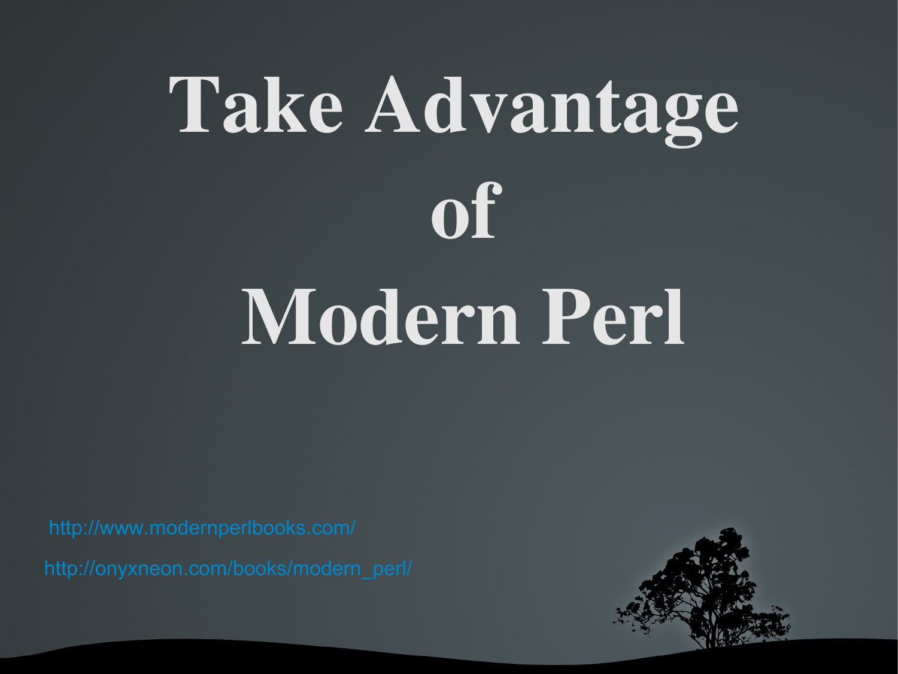# Take Advantage of Modern Perl

http://www.modernperlbooks.com/

http://onyxneon.com/books/modern_perl/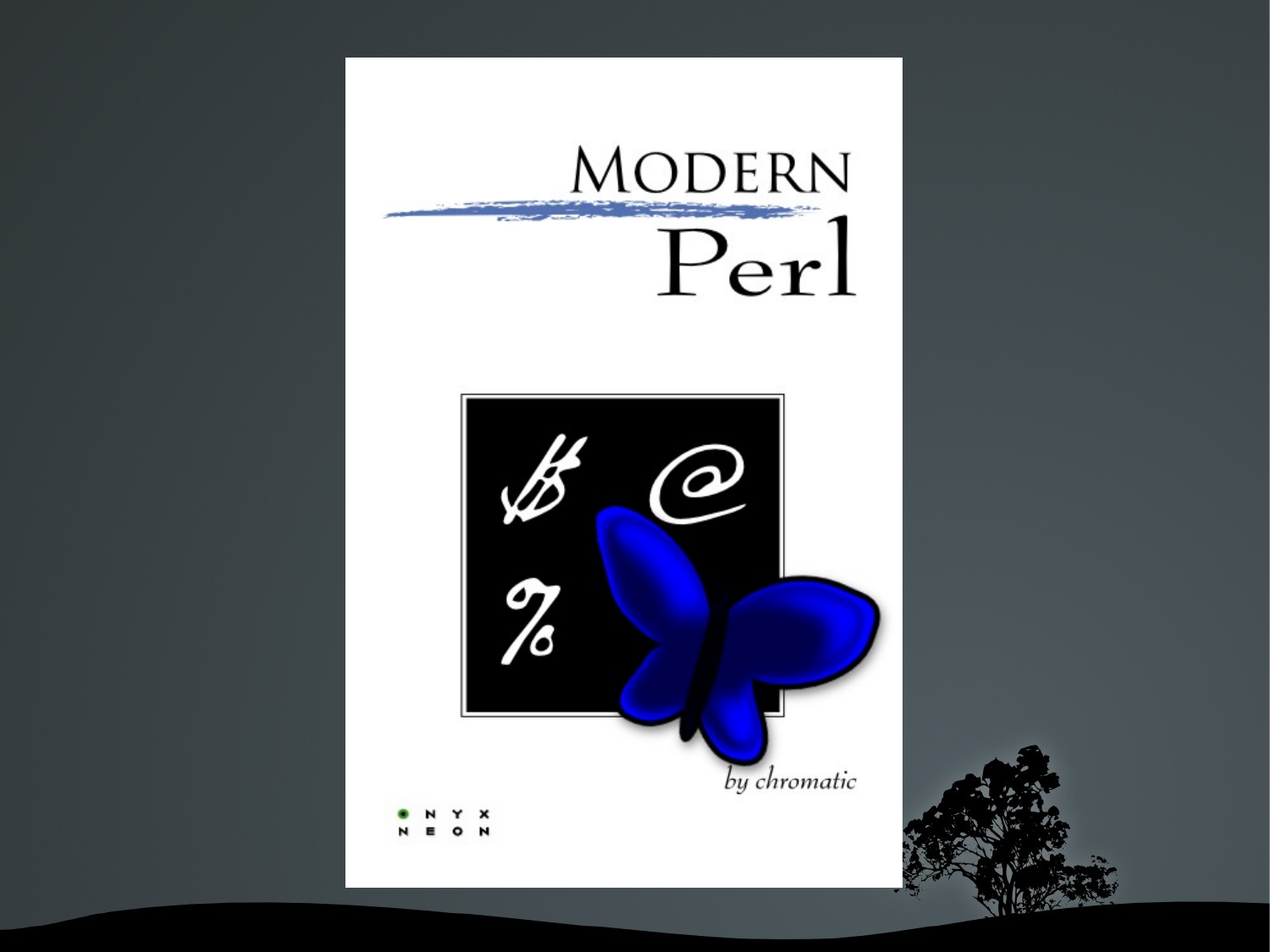# Modern Perl

by chromatic

ONYX NEON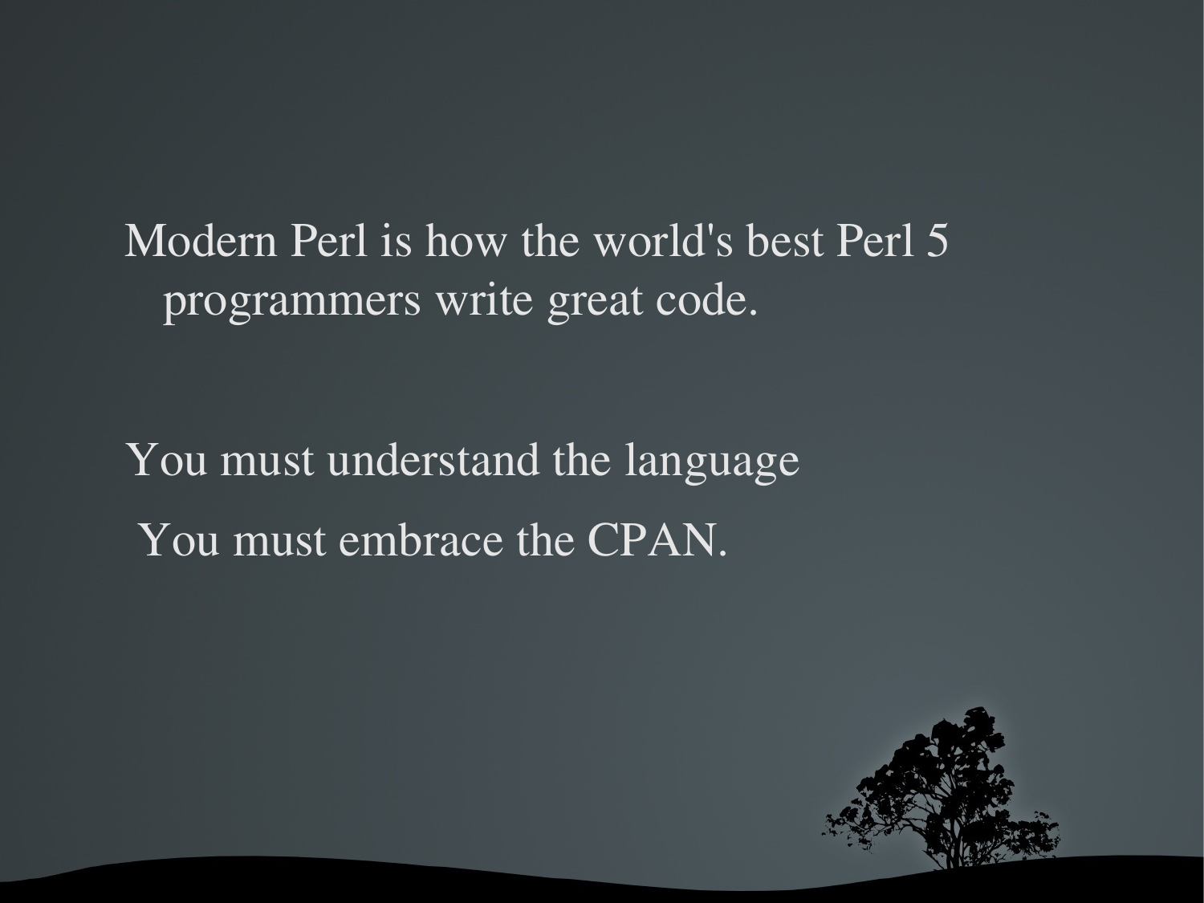Modern Perl is how the world's best Perl 5 programmers write great code.

You must understand the language

You must embrace the CPAN.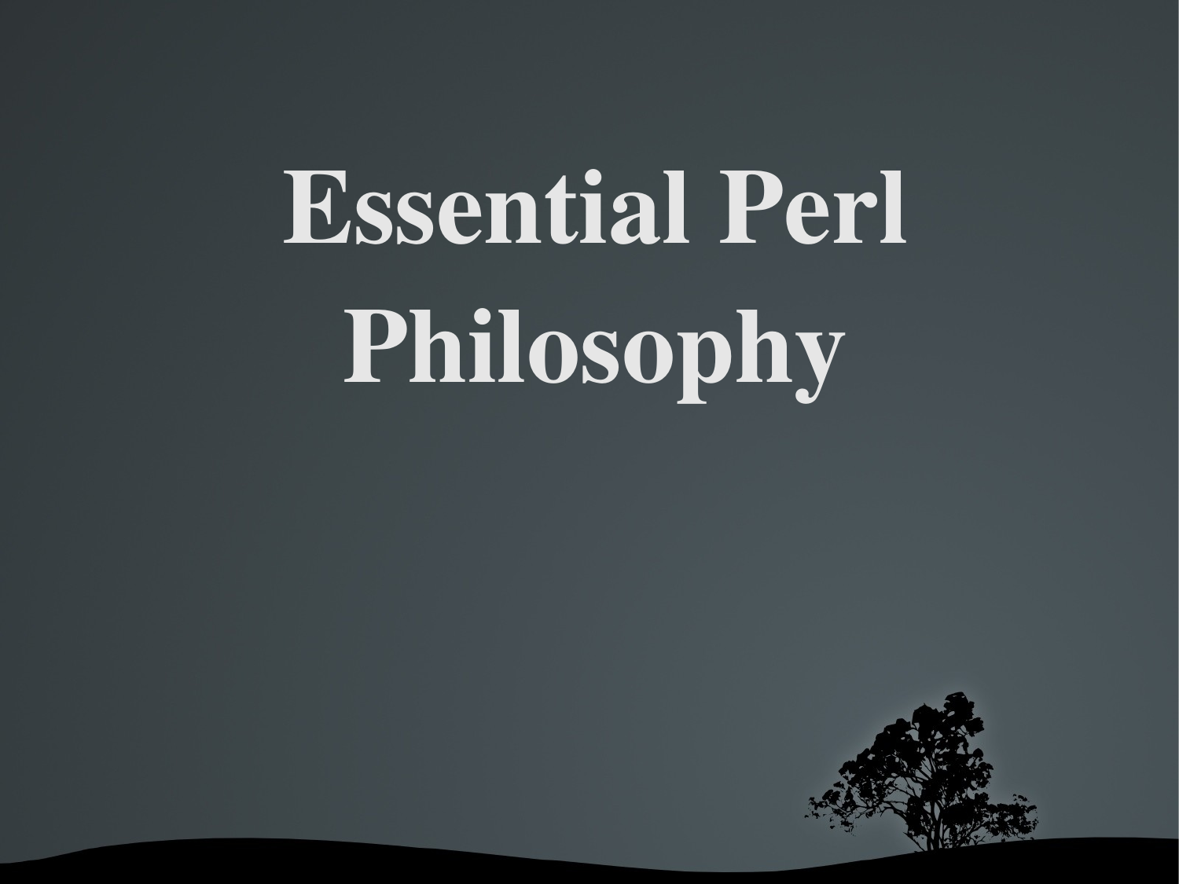# Essential Perl Philosophy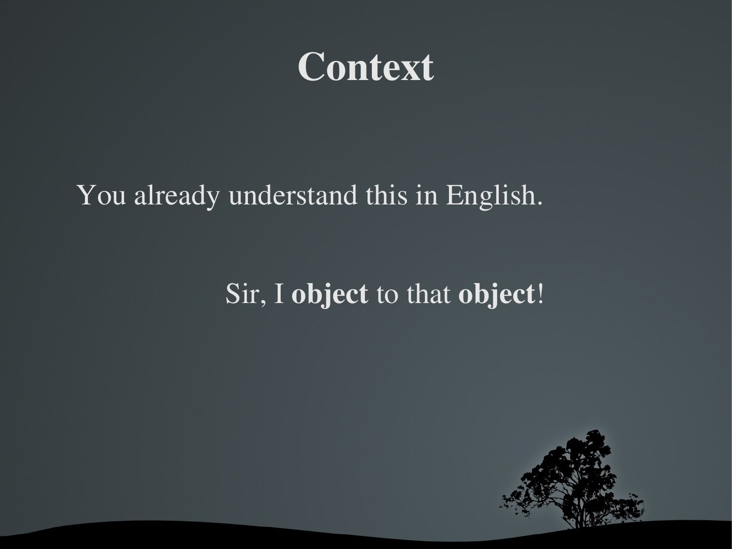# Context

You already understand this in English.

Sir, I **object** to that **object**!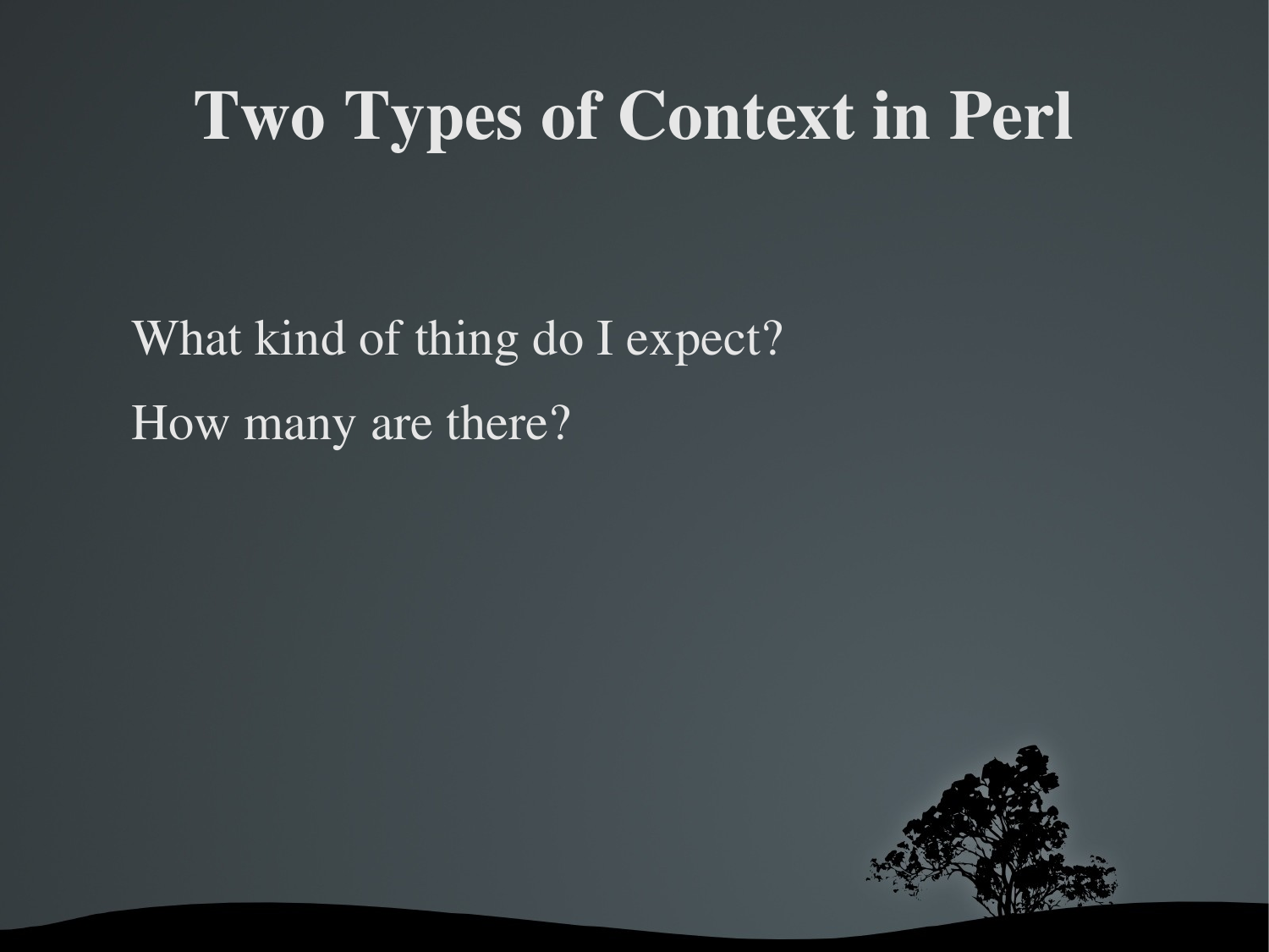# Two Types of Context in Perl

What kind of thing do I expect?

How many are there?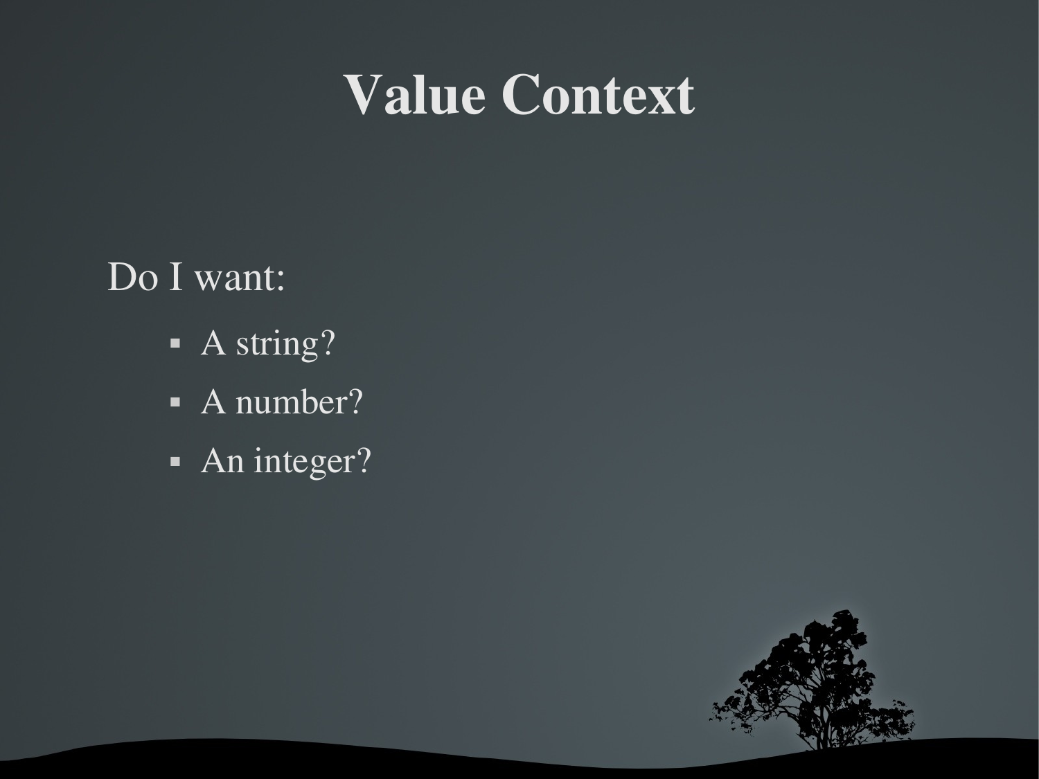# Value Context

Do I want:

- A string?
- A number?
- An integer?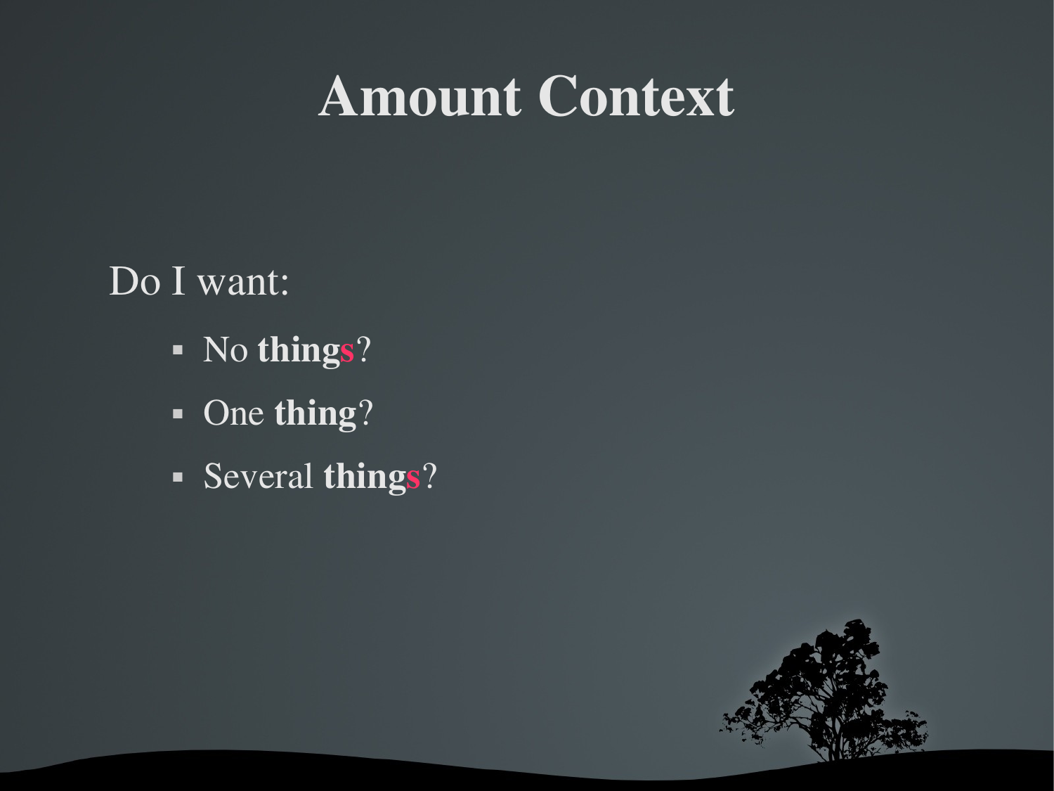# Amount Context

Do I want:

- No **things**?
- One **thing**?
- Several **things**?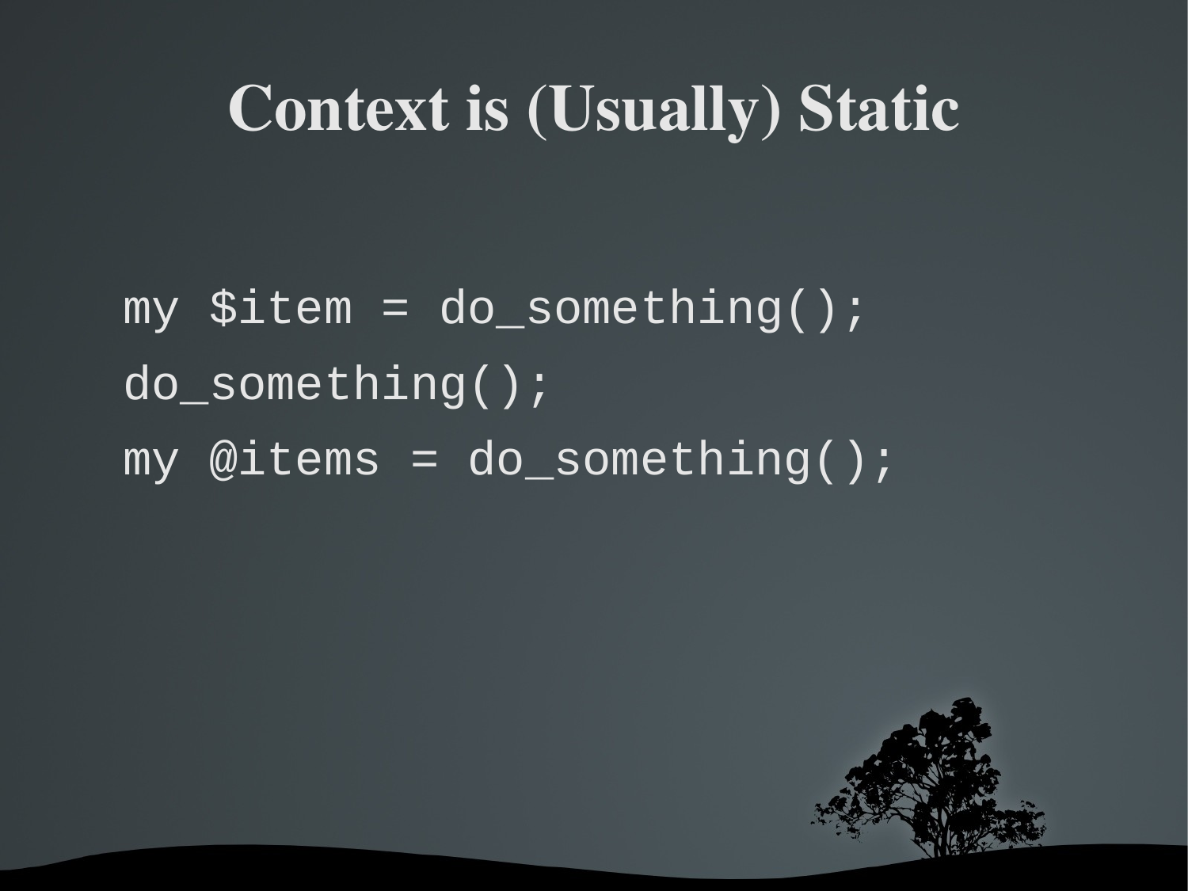# Context is (Usually) Static

```
my $item = do_something();
do_something();
my @items = do_something();
```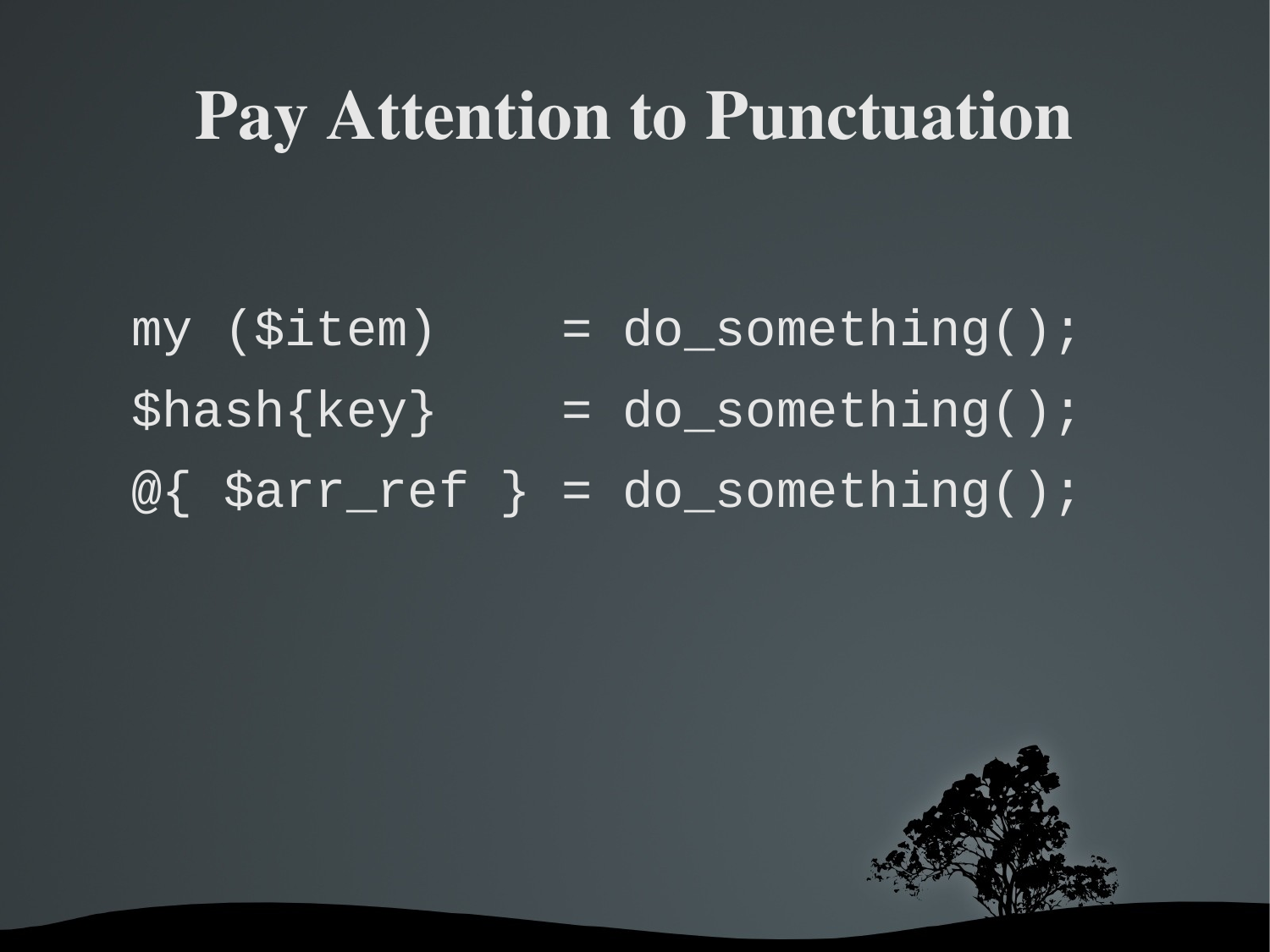# Pay Attention to Punctuation

```
my ($item)    = do_something();
$hash{key}    = do_something();
@{ $arr_ref } = do_something();
```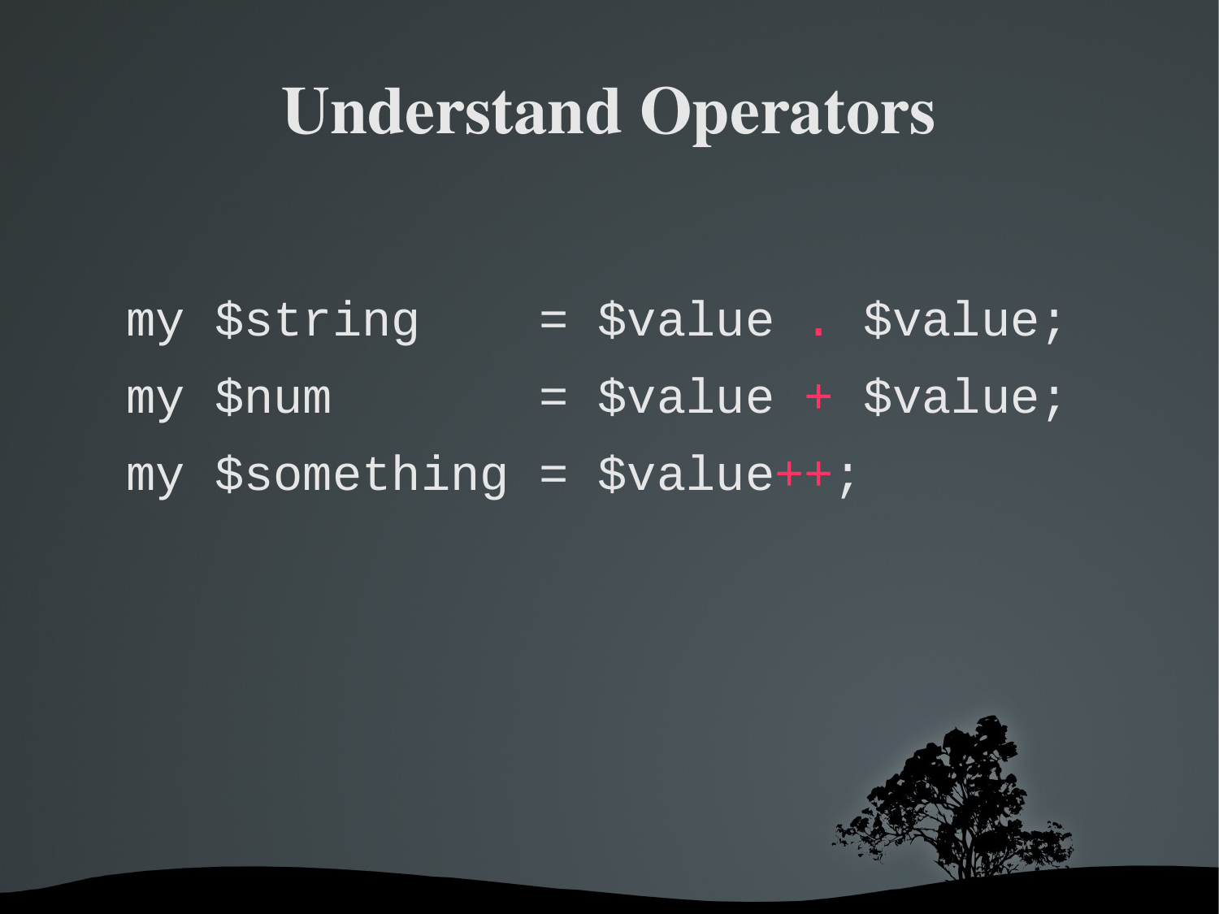# Understand Operators

```
my $string    = $value . $value;
my $num       = $value + $value;
my $something = $value++;
```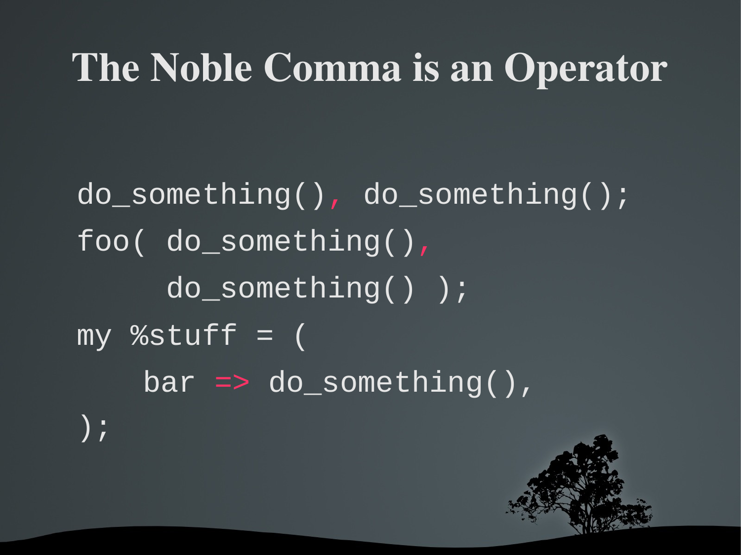# The Noble Comma is an Operator

```
do_something(), do_something();
foo( do_something(),
     do_something() );
my %stuff = (
    bar => do_something(),
);
```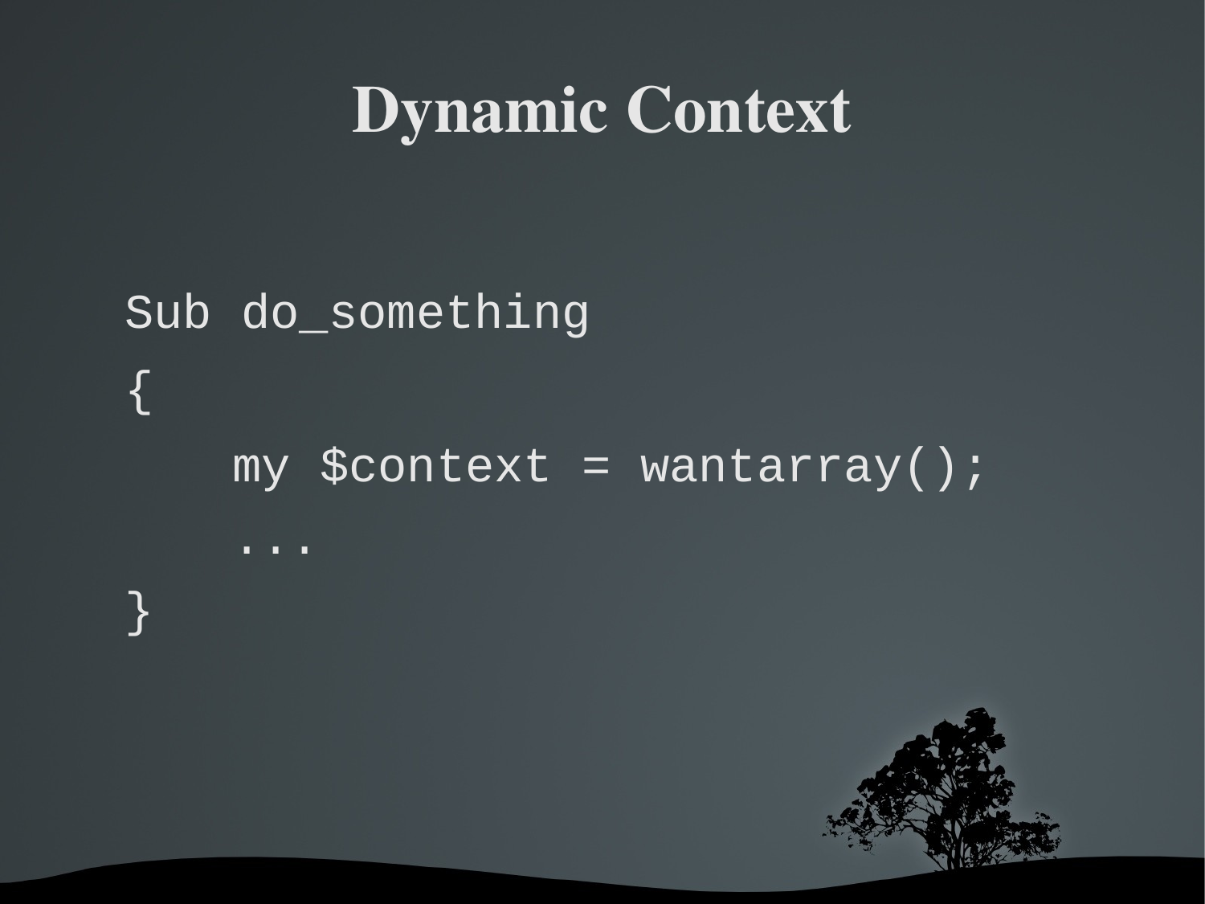# Dynamic Context

```
Sub do_something
{
    my $context = wantarray();
    ...
}
```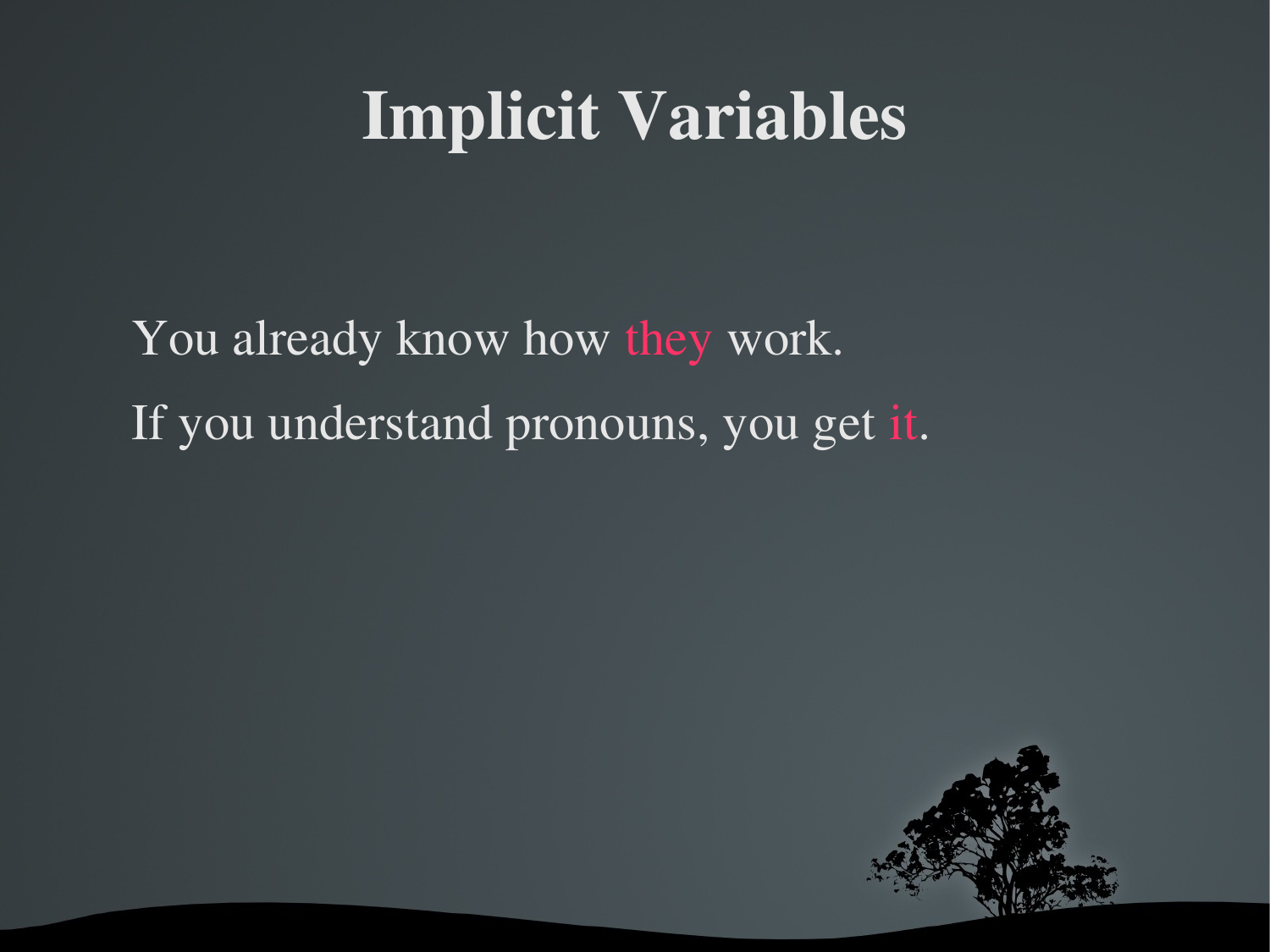# Implicit Variables

You already know how they work.

If you understand pronouns, you get it.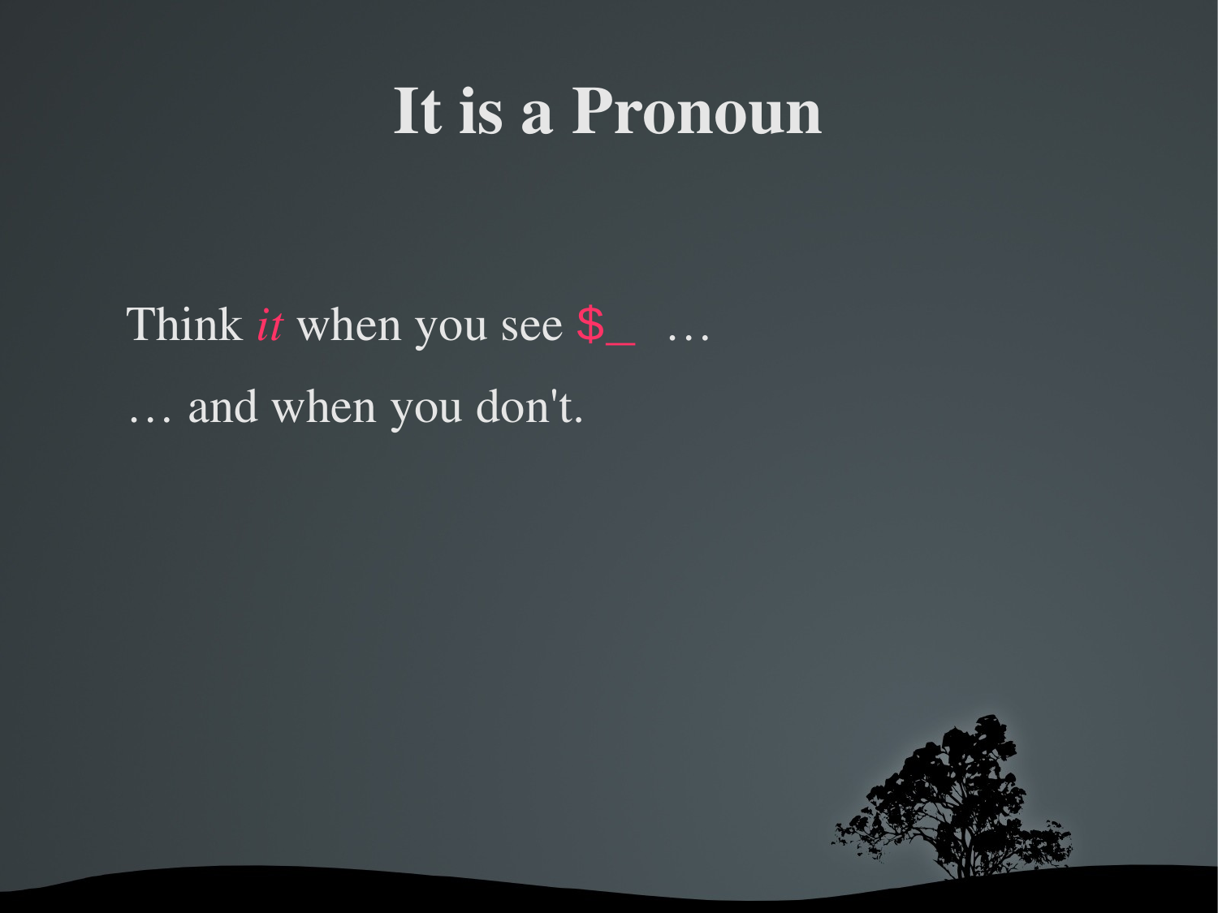# It is a Pronoun

Think *it* when you see `$_` …

… and when you don't.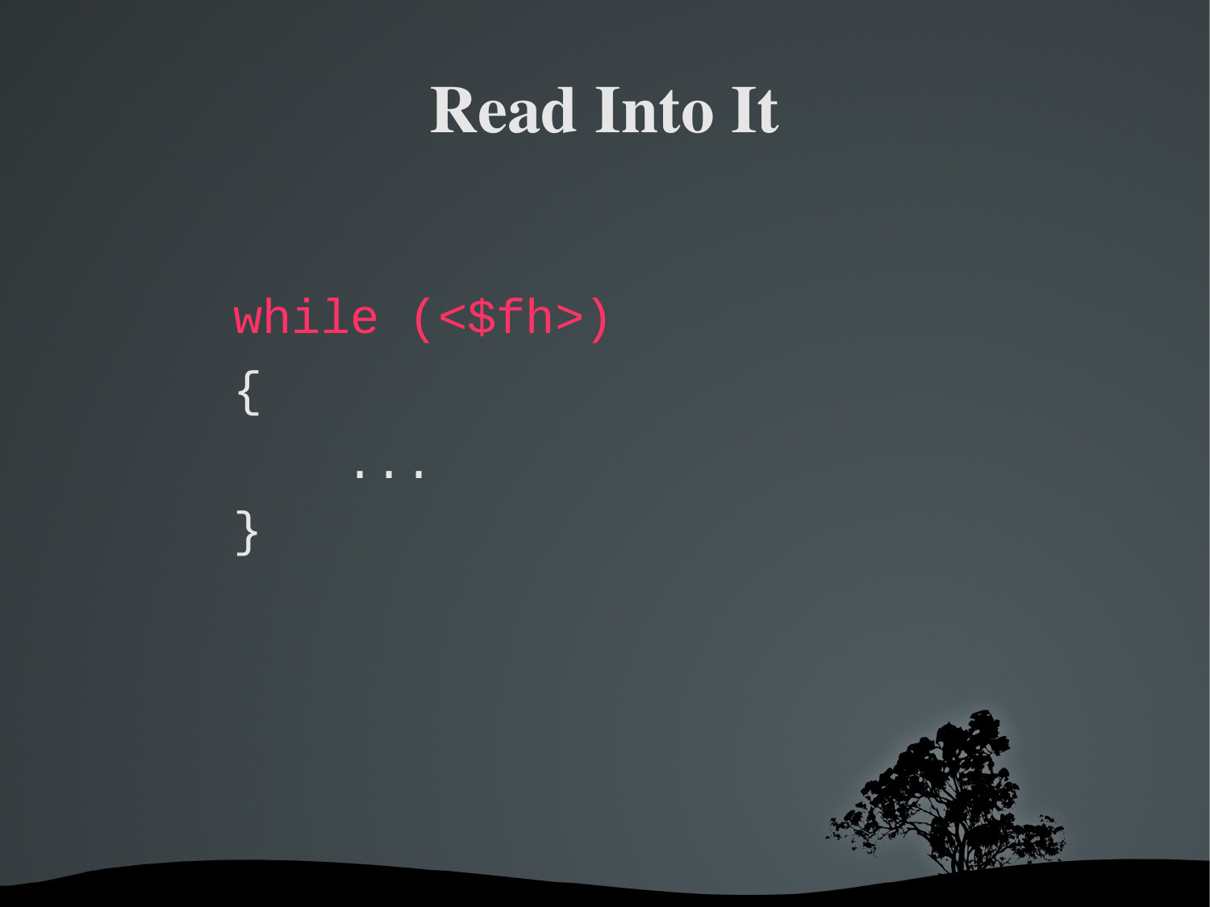# Read Into It

```
while (<$fh>)
{
    ...
}
```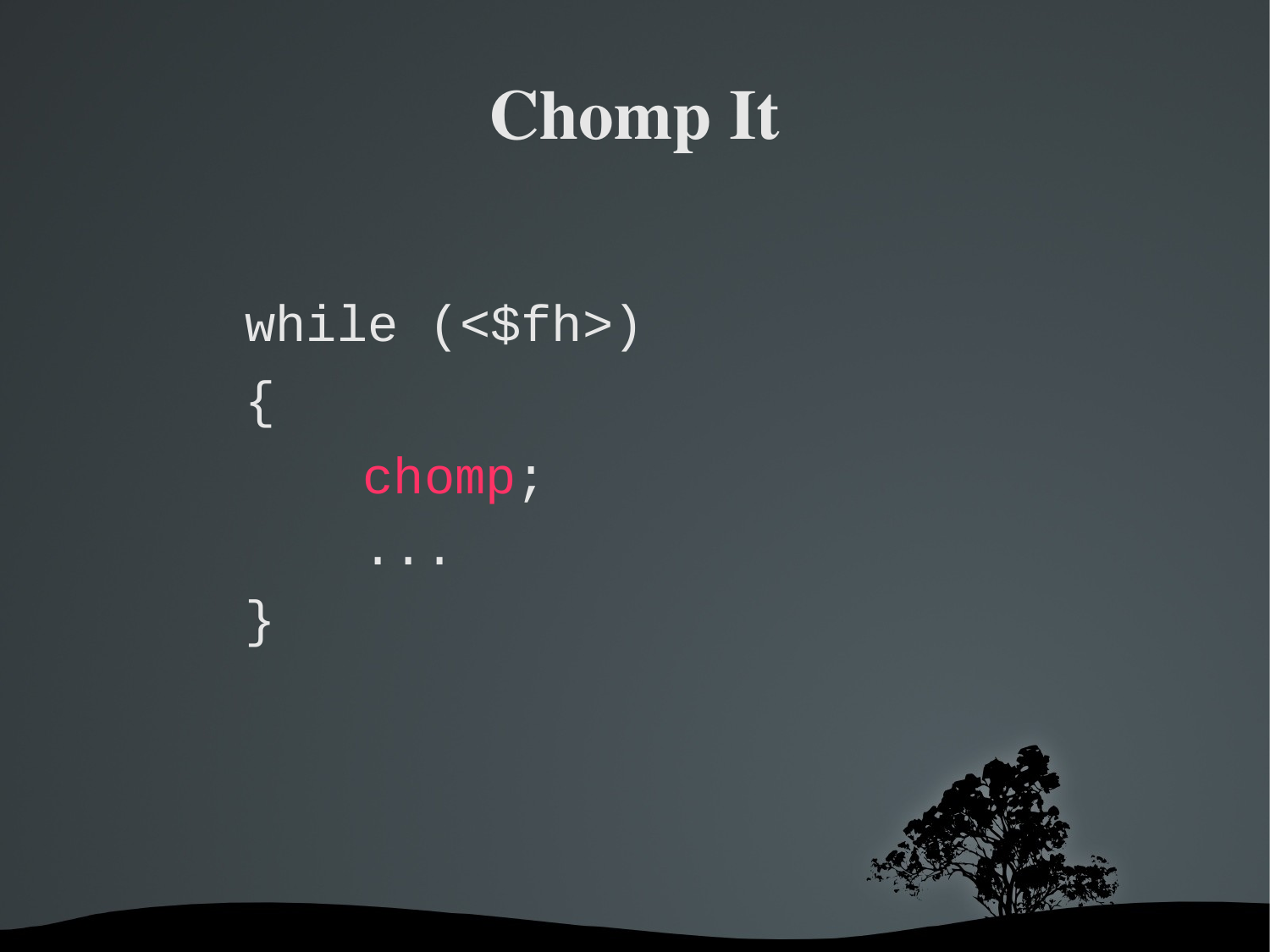# Chomp It

```
while (<$fh>)
{
    chomp;
    ...
}
```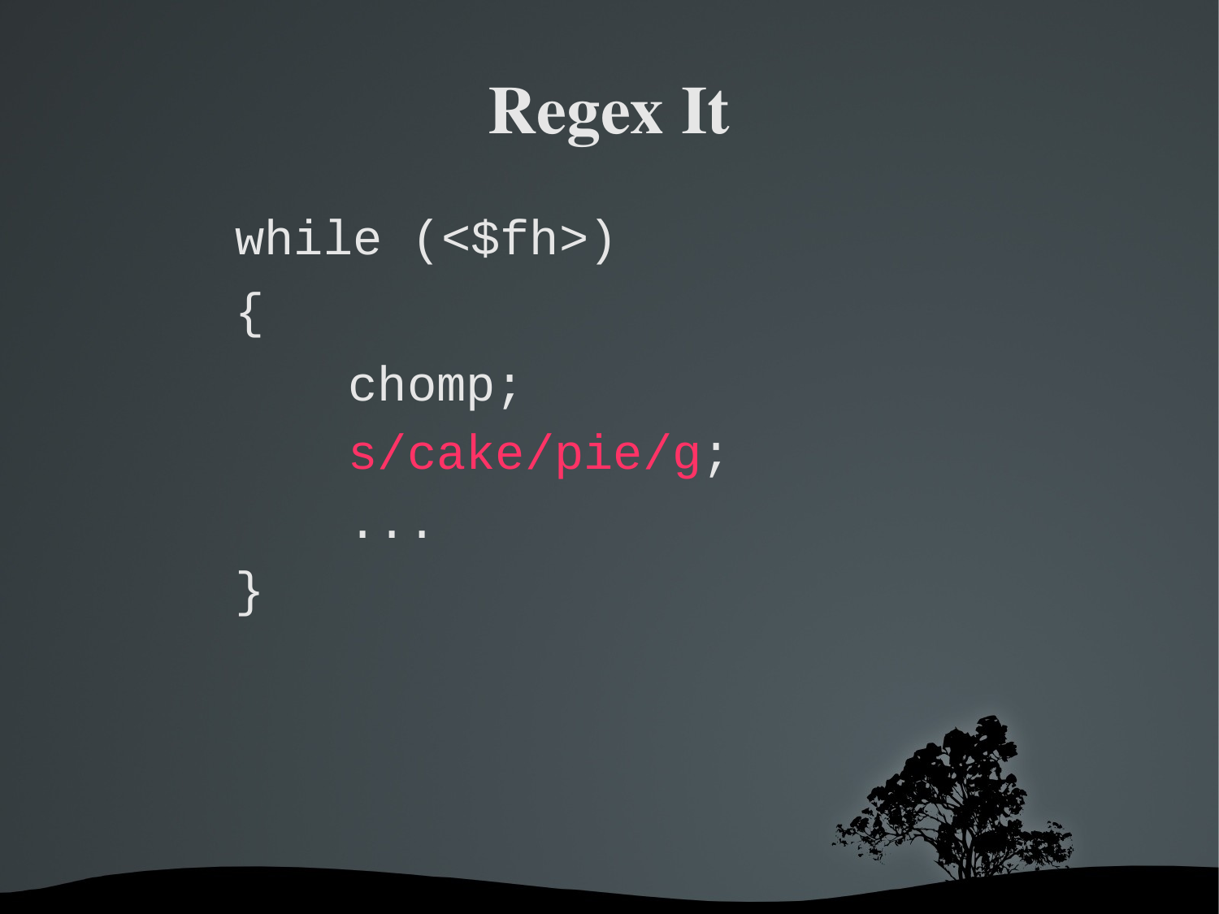# Regex It

```
while (<$fh>)
{
    chomp;
    s/cake/pie/g;
    ...
}
```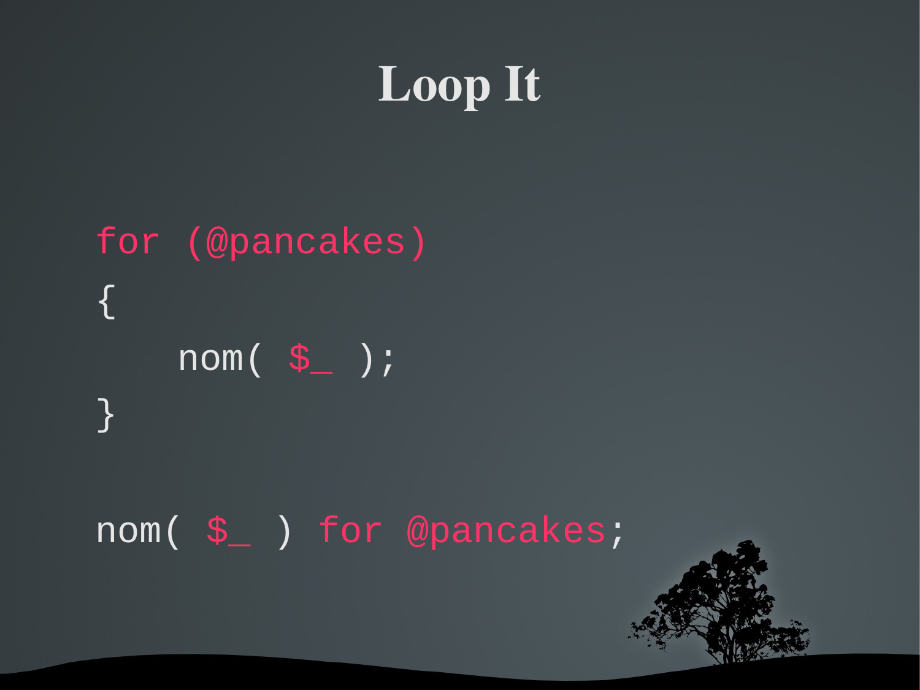# Loop It

```
for (@pancakes)
{
    nom( $_ );
}

nom( $_ ) for @pancakes;
```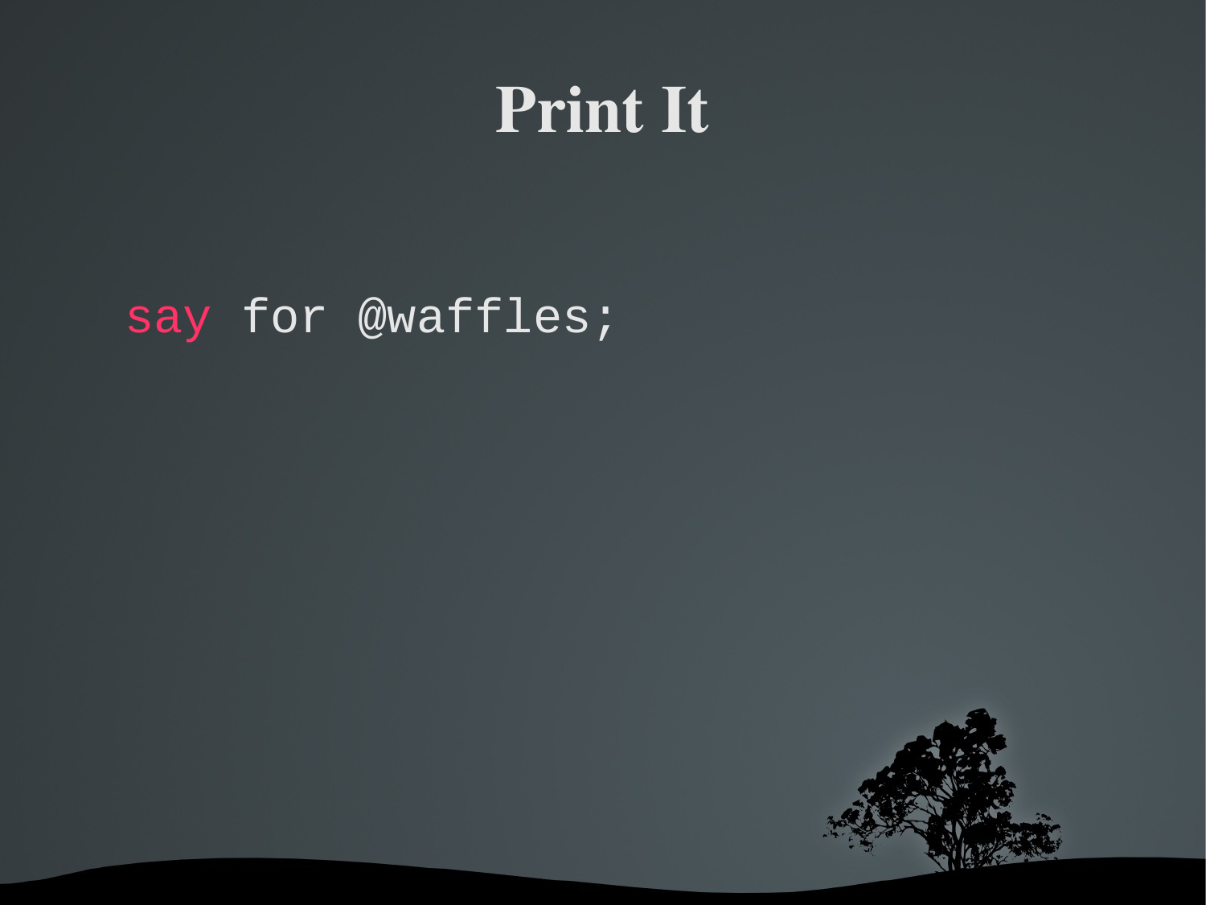# Print It

```
say for @waffles;
```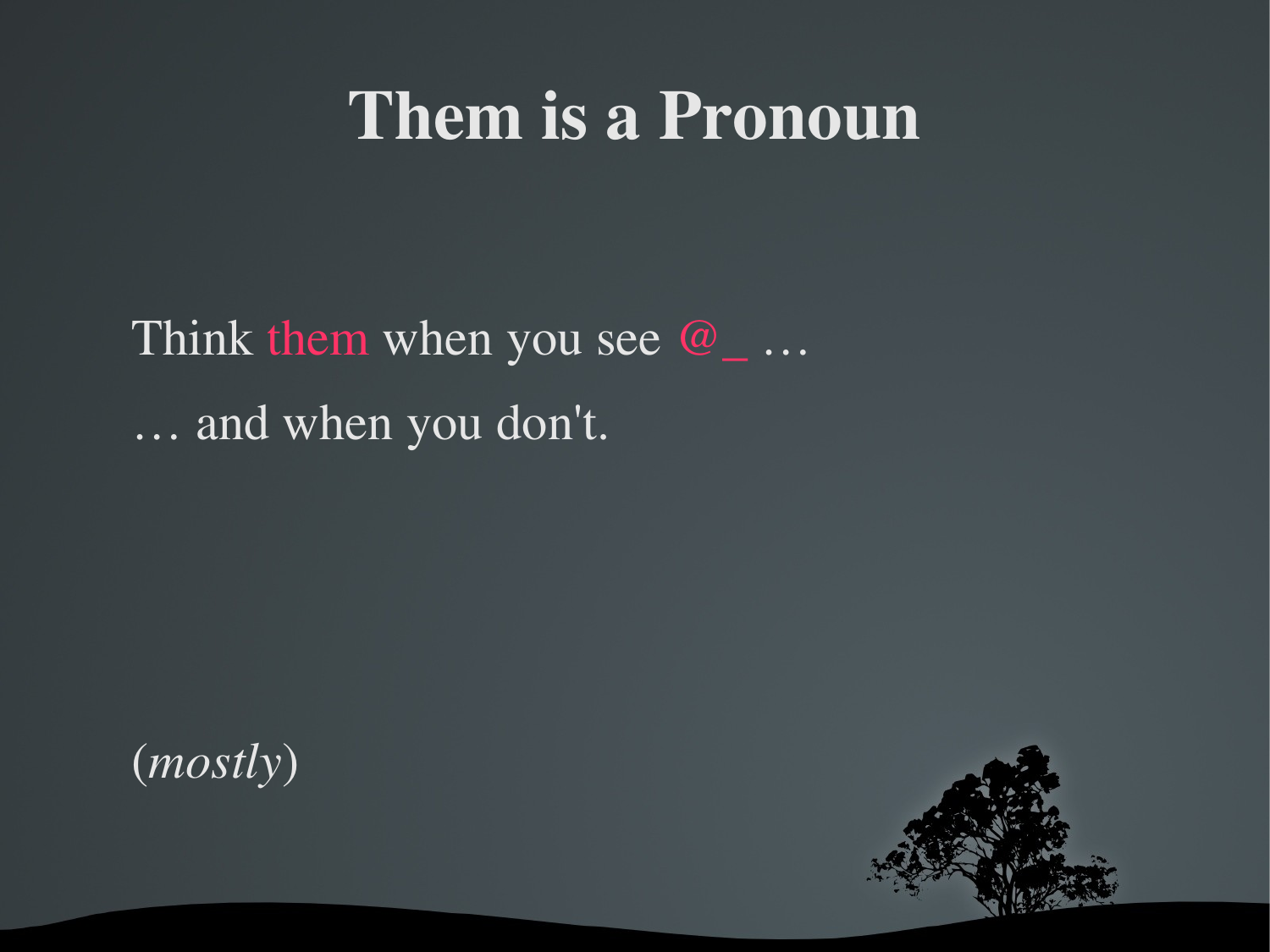# Them is a Pronoun

Think them when you see @_ …

… and when you don't.

(*mostly*)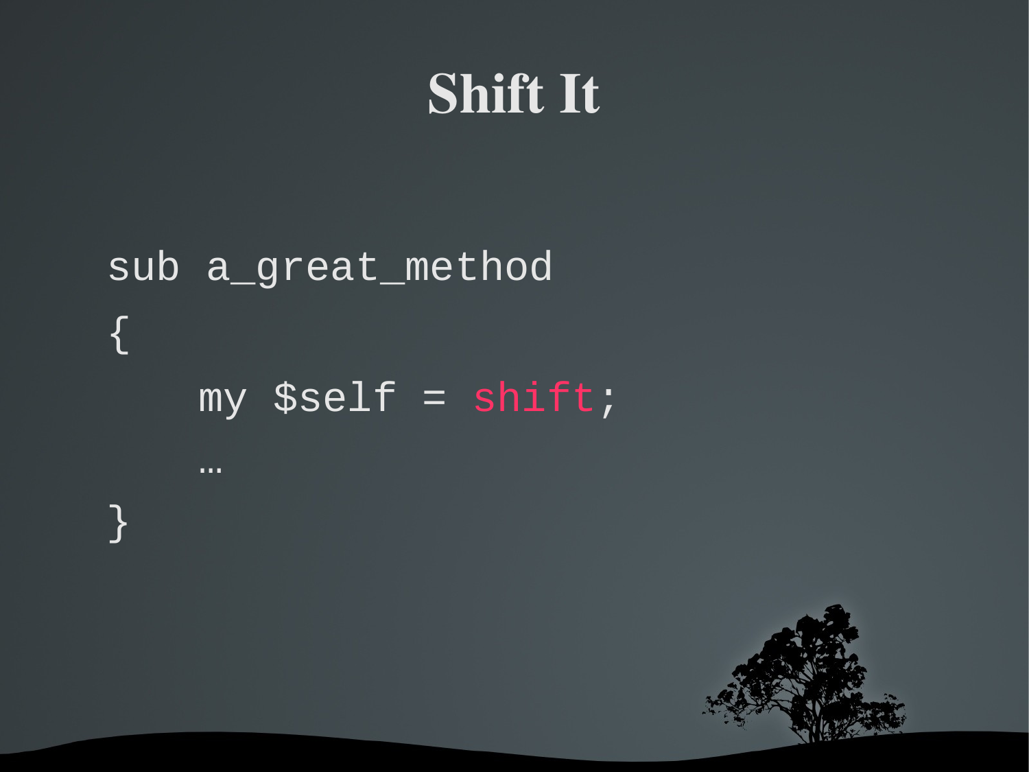# Shift It

```
sub a_great_method
{
    my $self = shift;
    …
}
```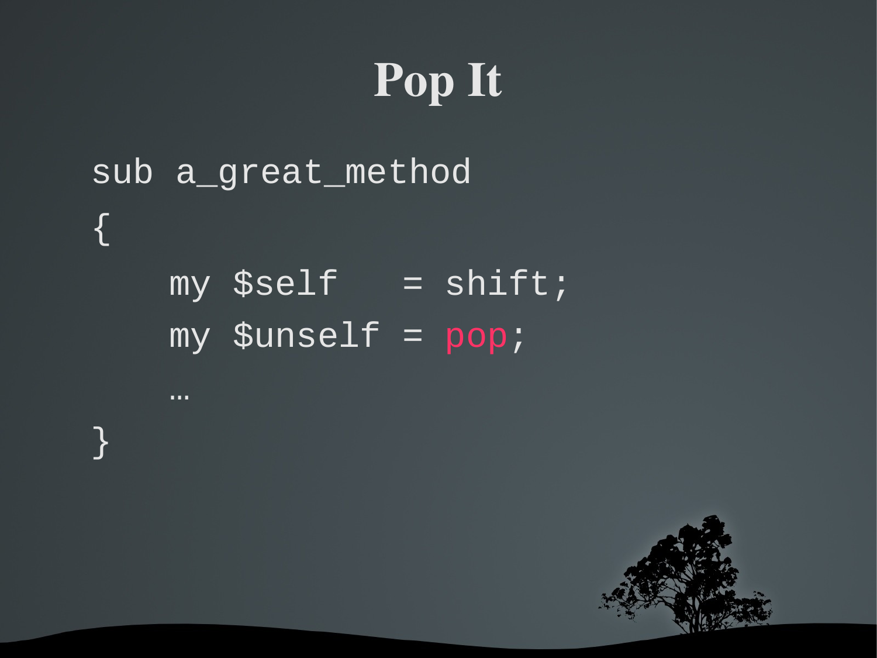# Pop It

```
sub a_great_method
{
    my $self   = shift;
    my $unself = pop;
    …
}
```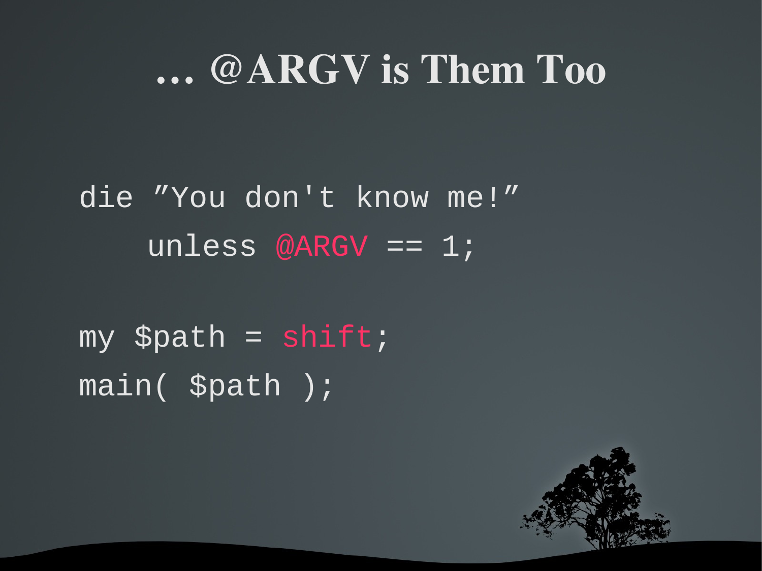# … @ARGV is Them Too

```
die ”You don't know me!”
    unless @ARGV == 1;

my $path = shift;
main( $path );
```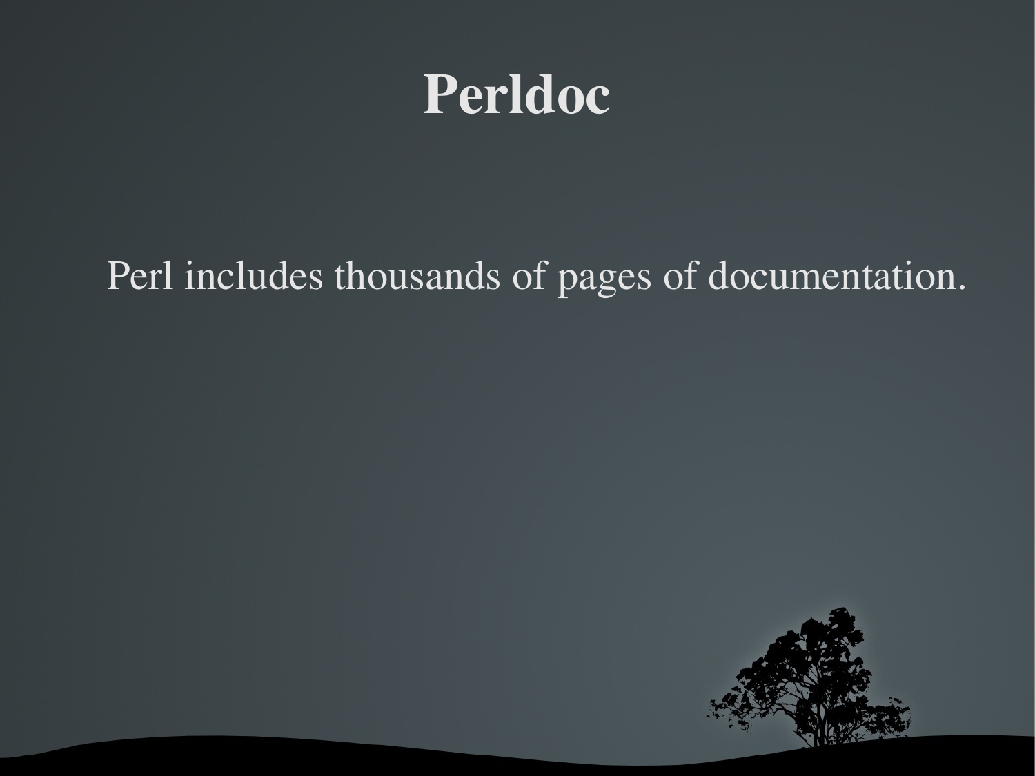# Perldoc

Perl includes thousands of pages of documentation.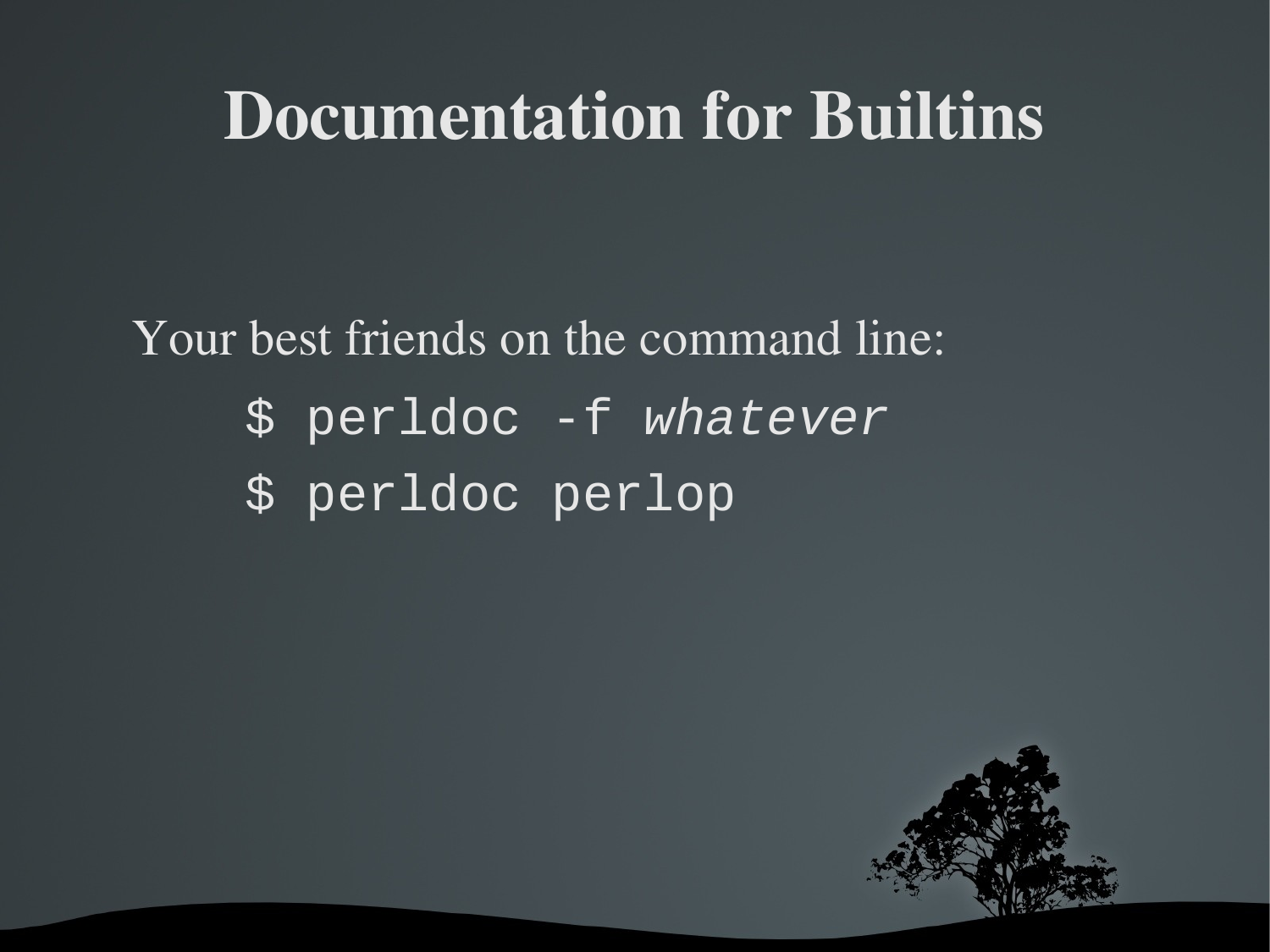# Documentation for Builtins

Your best friends on the command line:

```
$ perldoc -f whatever
$ perldoc perlop
```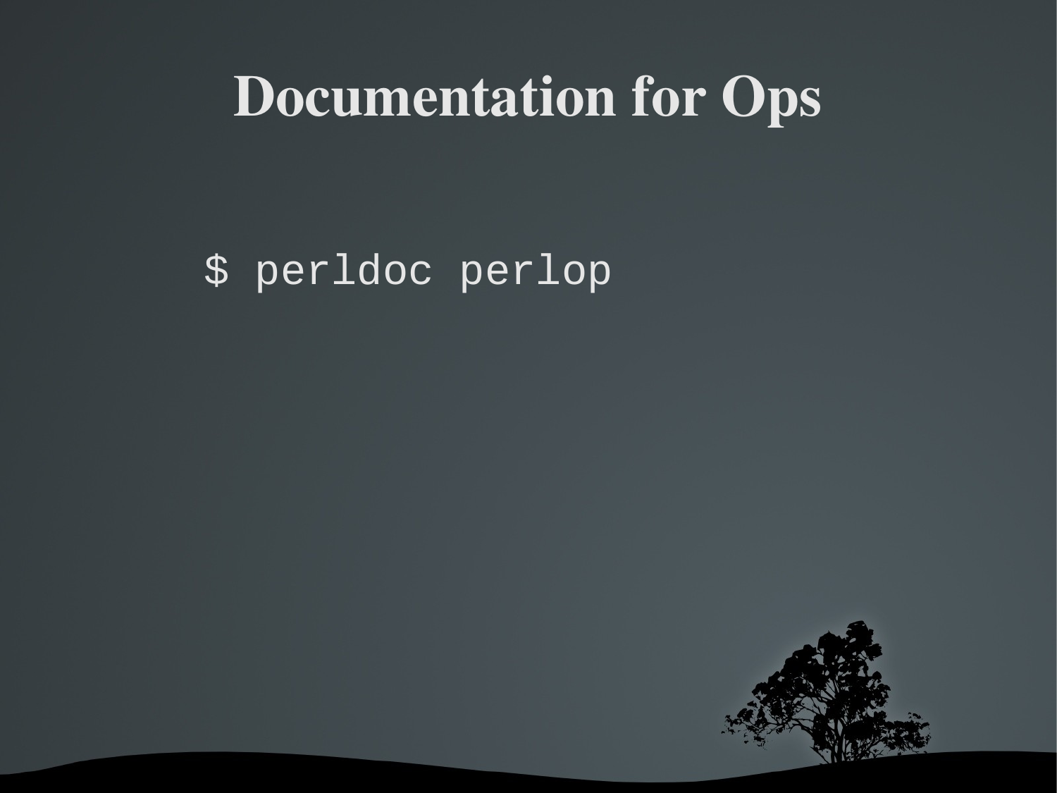# Documentation for Ops

```
$ perldoc perlop
```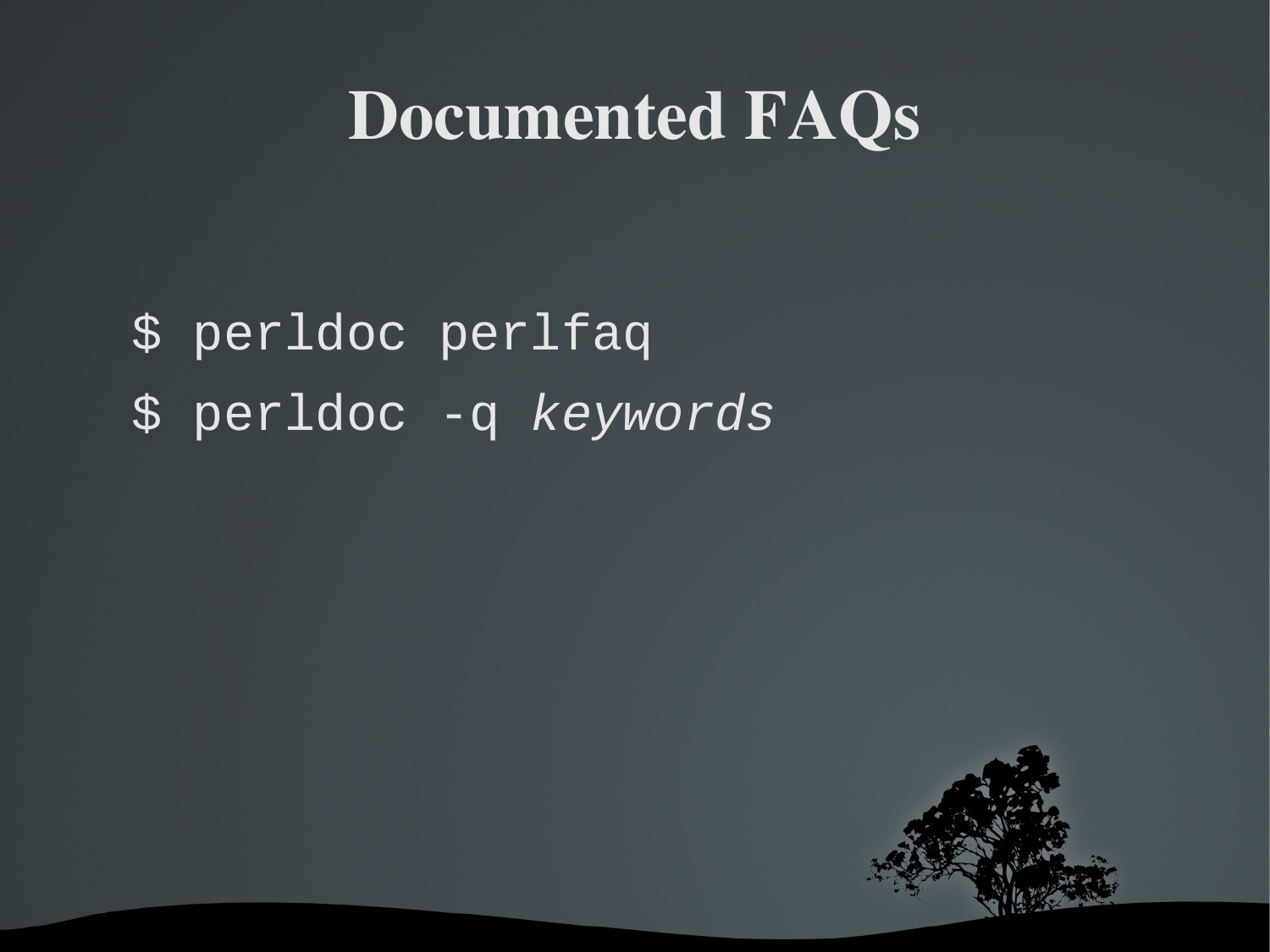# Documented FAQs

```
$ perldoc perlfaq
$ perldoc -q keywords
```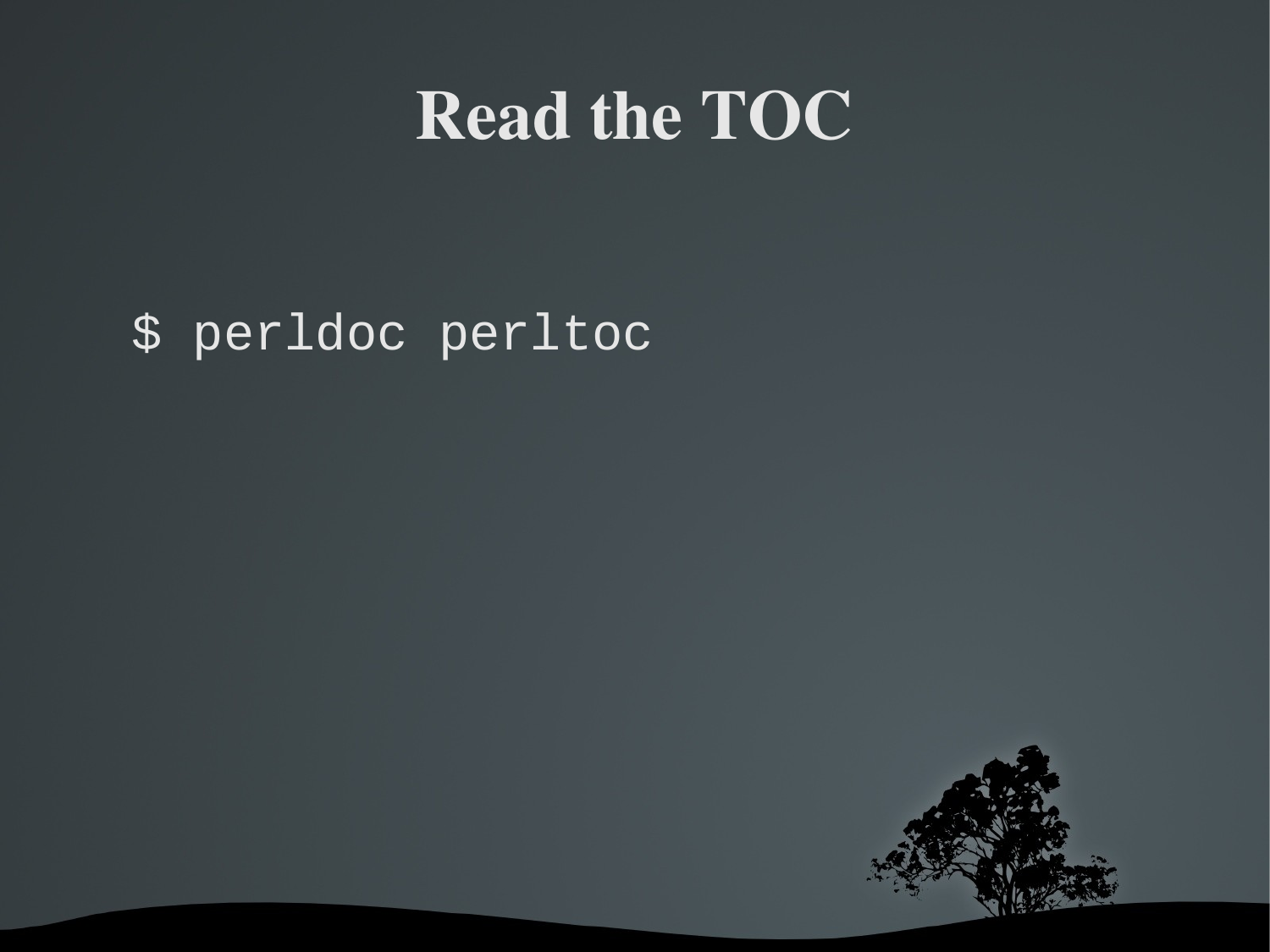# Read the TOC

```
$ perldoc perltoc
```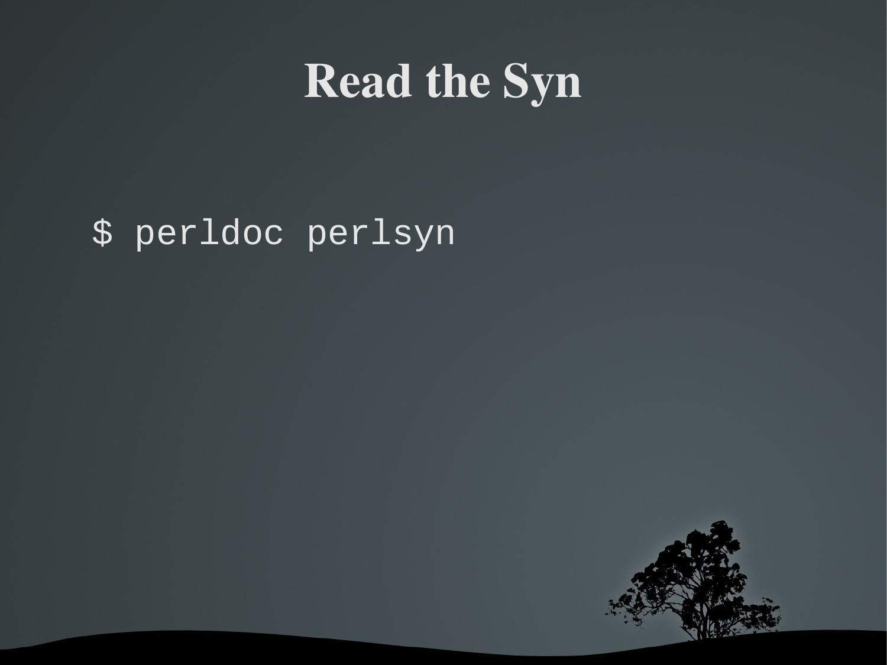# Read the Syn

```
$ perldoc perlsyn
```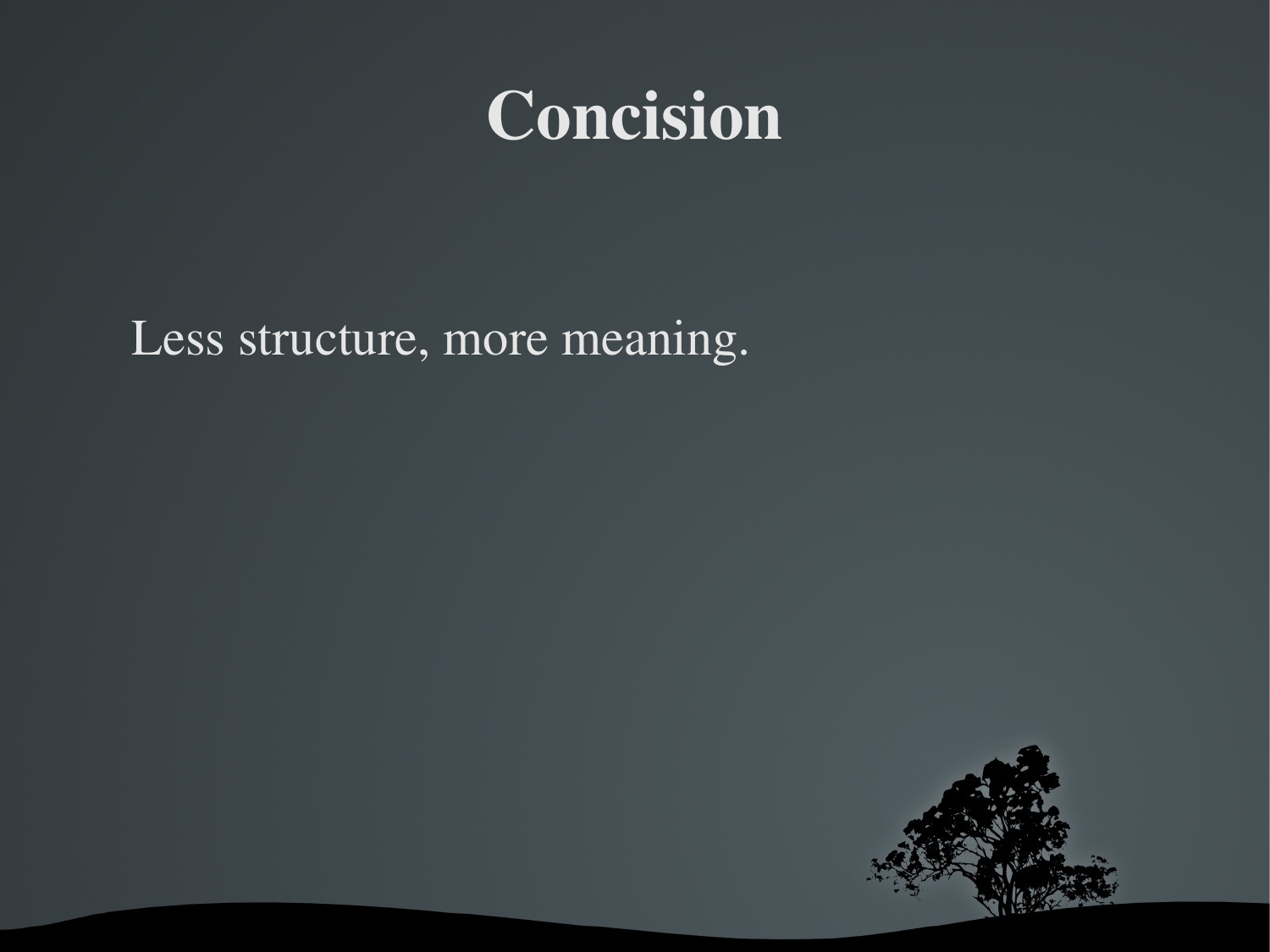# Concision

Less structure, more meaning.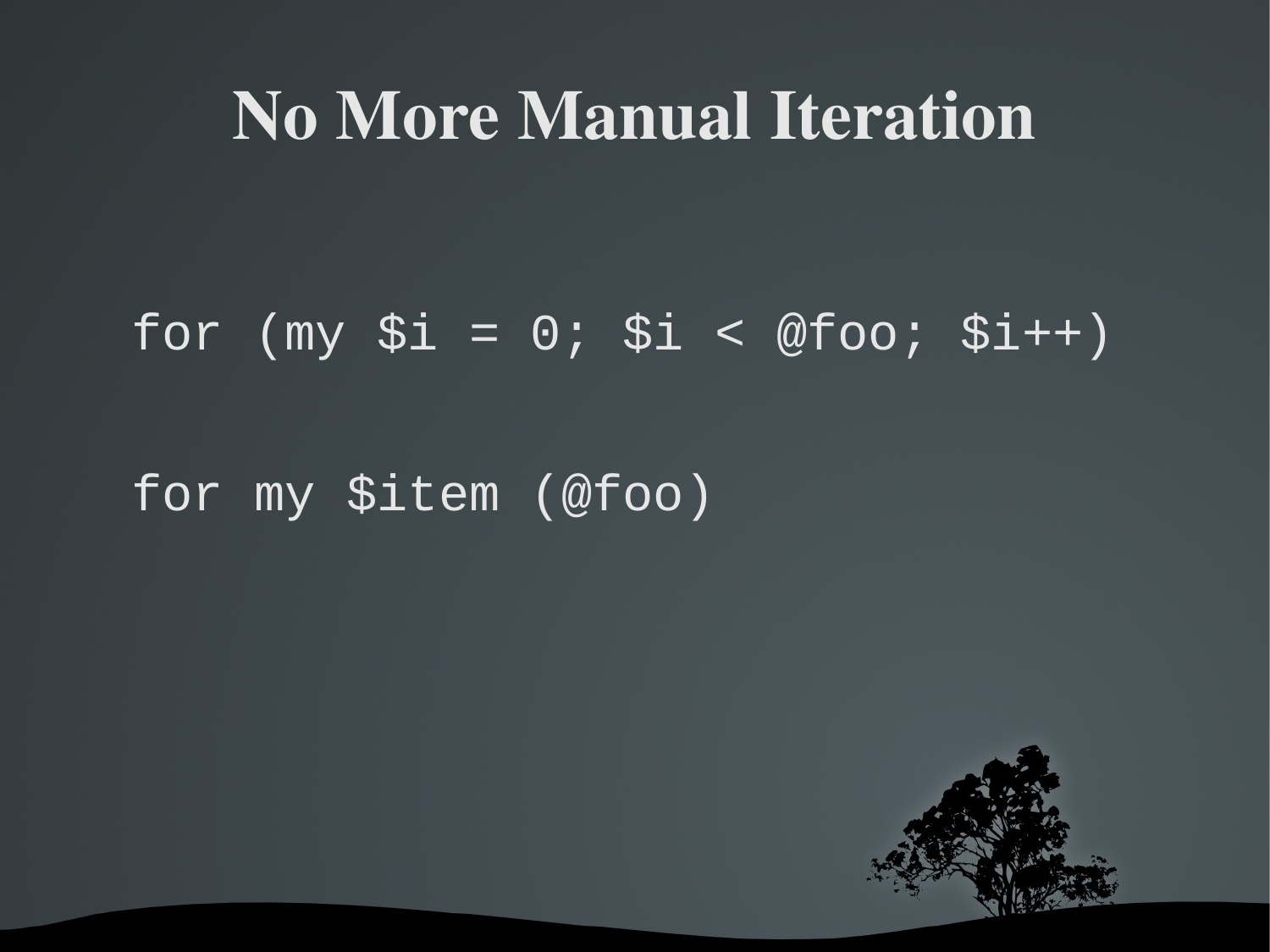# No More Manual Iteration

```
for (my $i = 0; $i < @foo; $i++)

for my $item (@foo)
```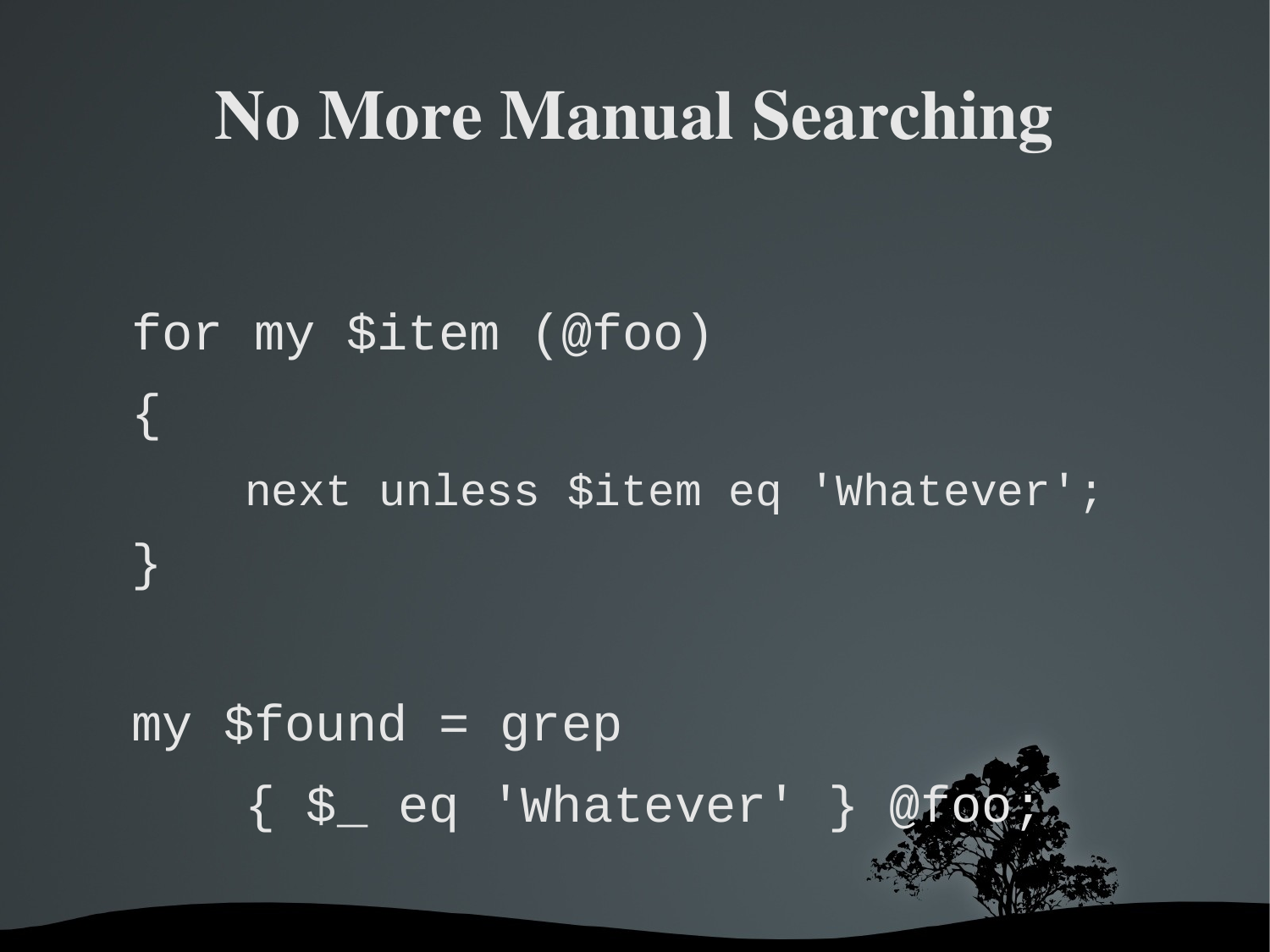# No More Manual Searching

```
for my $item (@foo)
{
    next unless $item eq 'Whatever';
}

my $found = grep
    { $_ eq 'Whatever' } @foo;
```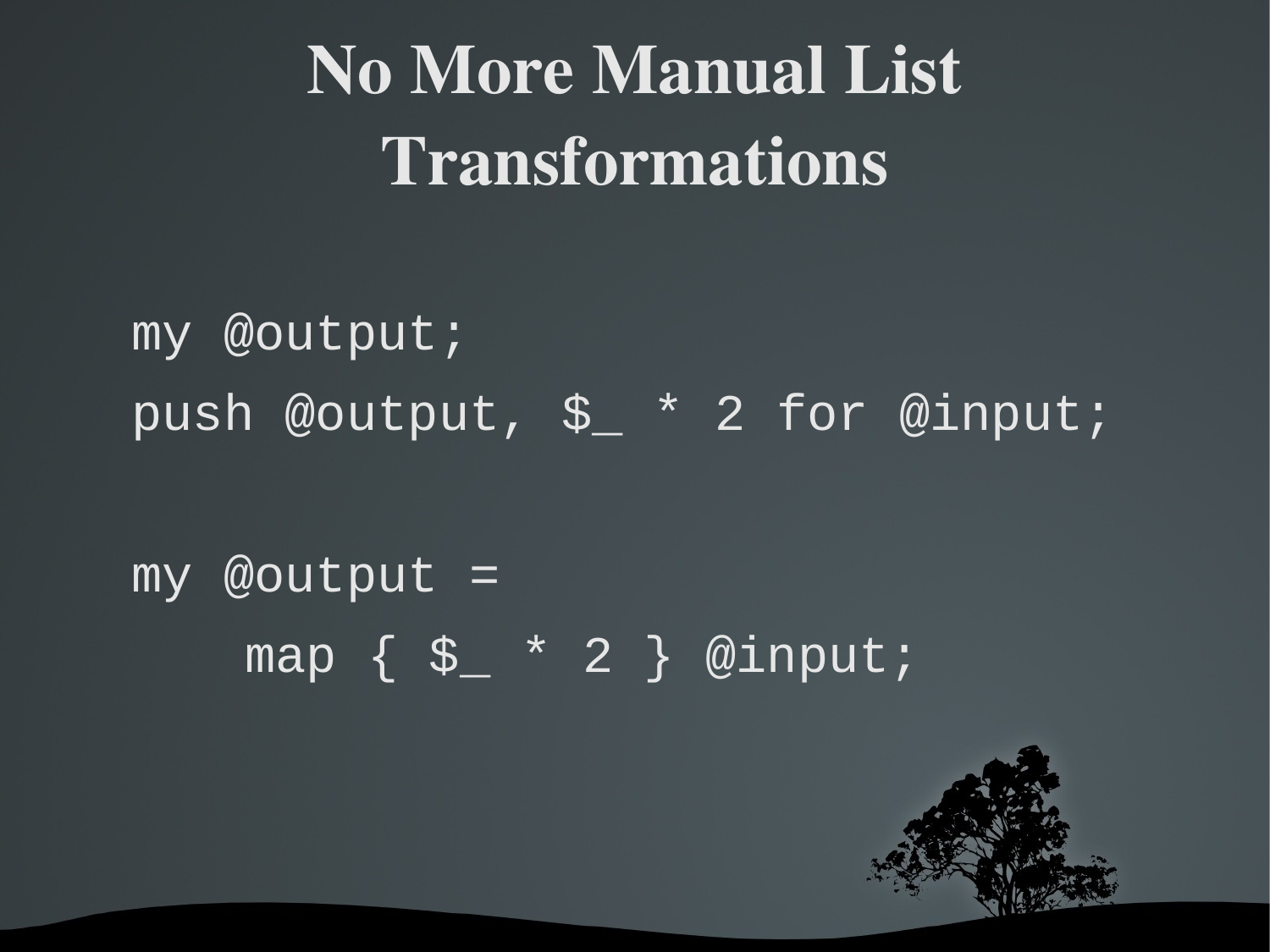# No More Manual List Transformations

```
my @output;
push @output, $_ * 2 for @input;

my @output =
    map { $_ * 2 } @input;
```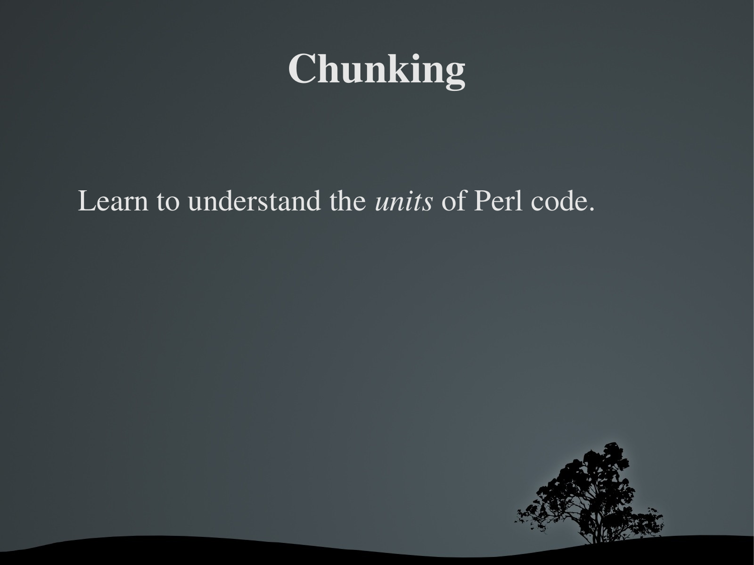# Chunking

Learn to understand the *units* of Perl code.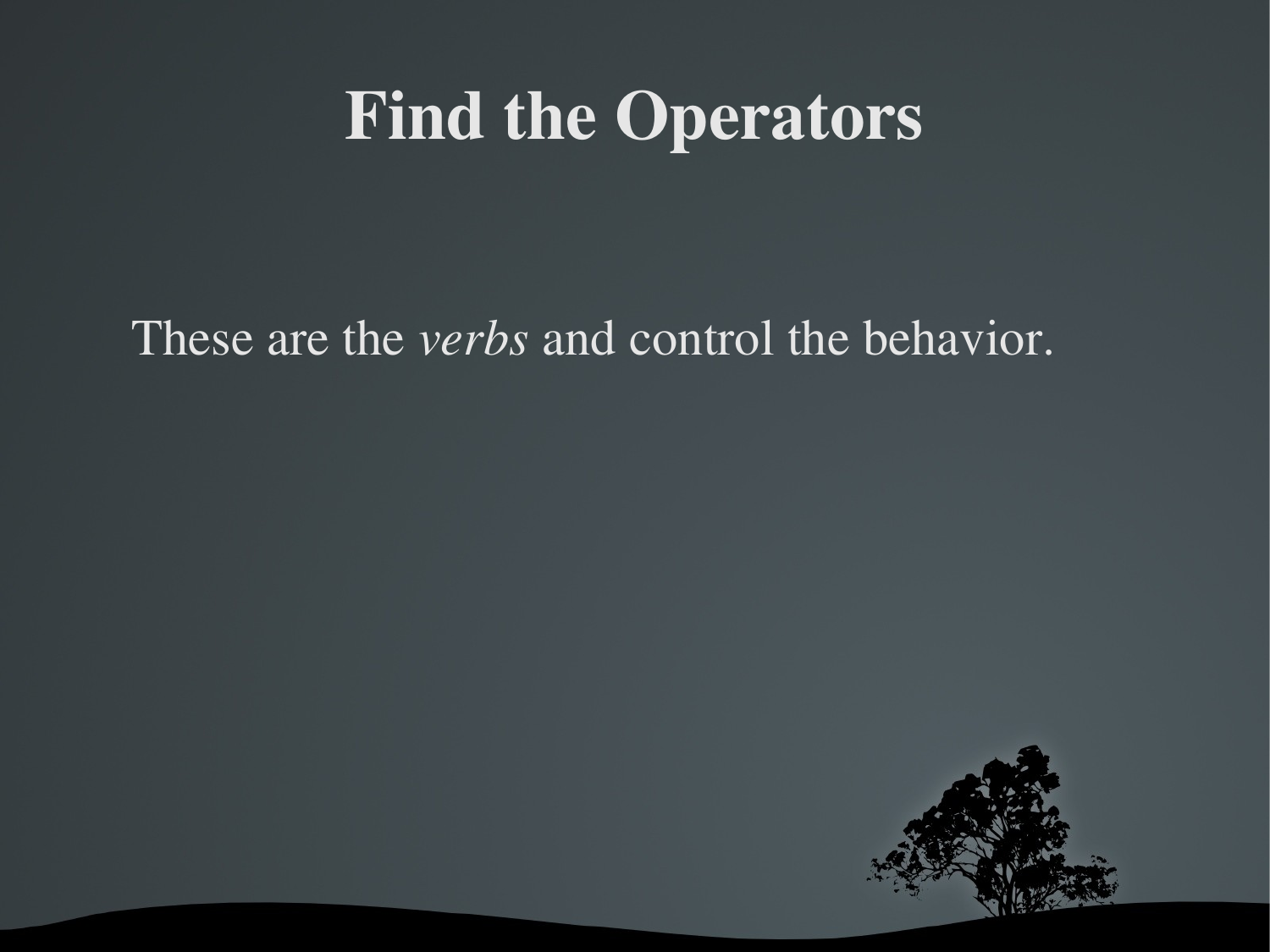# Find the Operators

These are the *verbs* and control the behavior.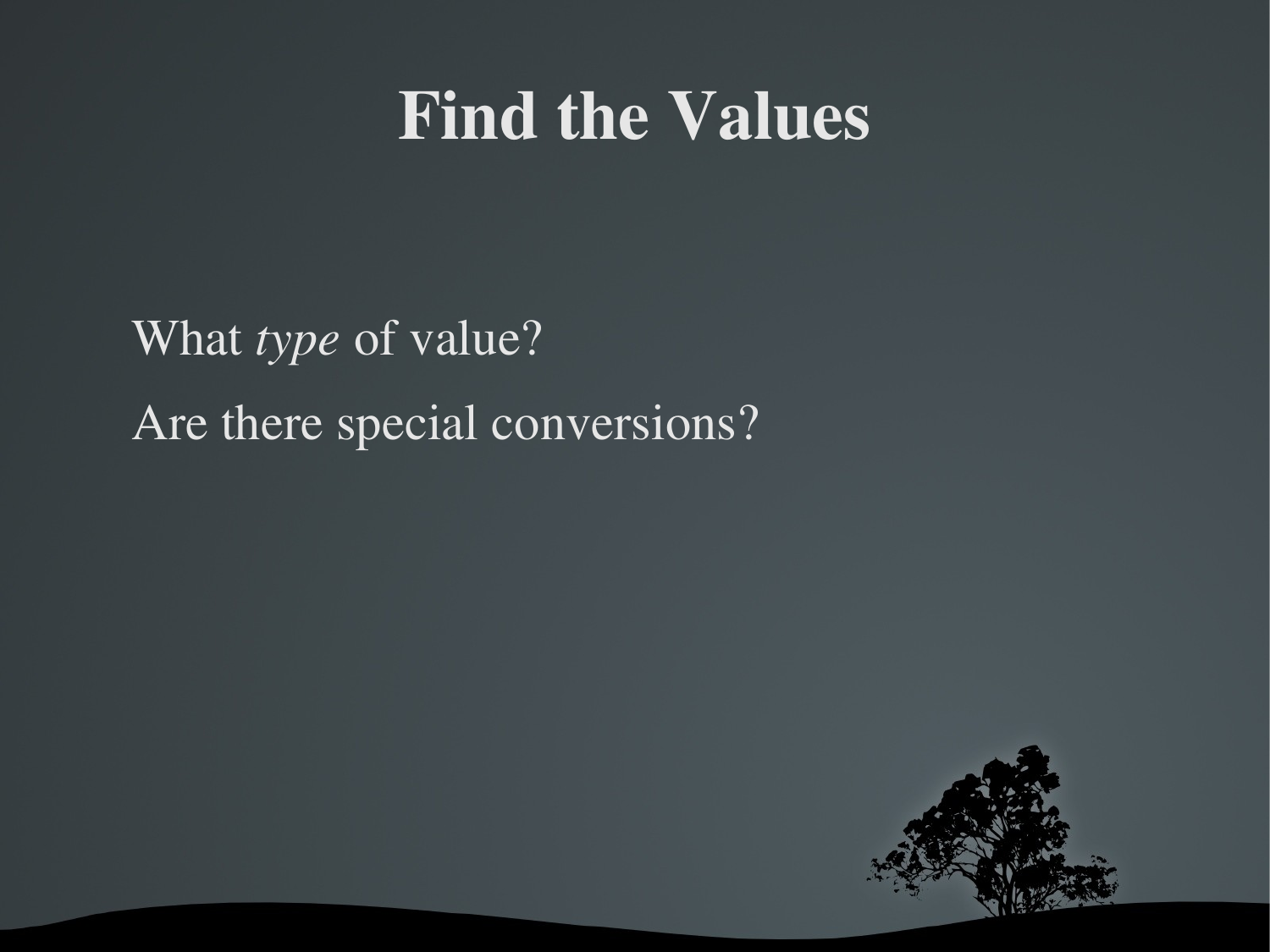# Find the Values

What *type* of value?

Are there special conversions?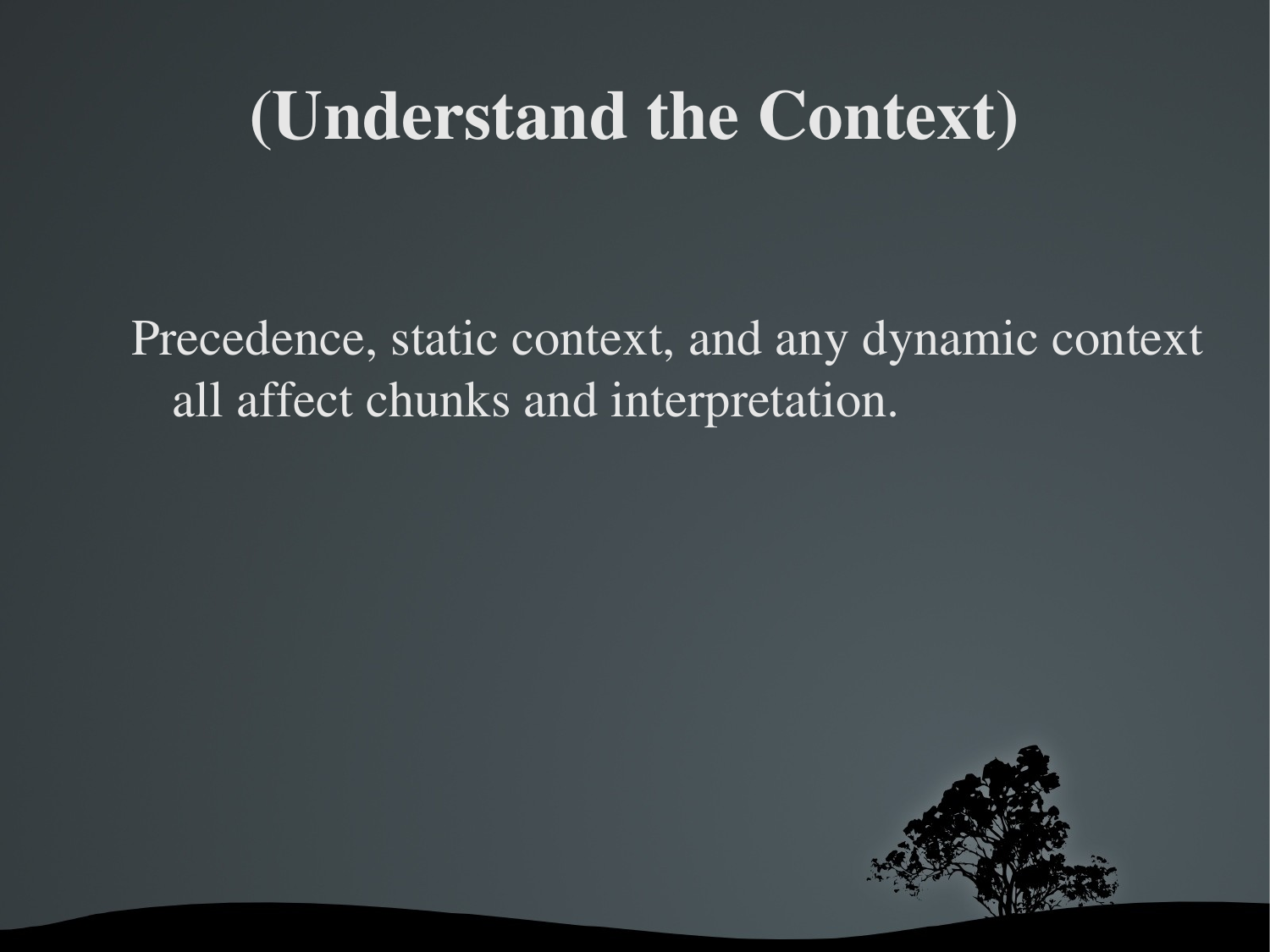# (Understand the Context)

Precedence, static context, and any dynamic context all affect chunks and interpretation.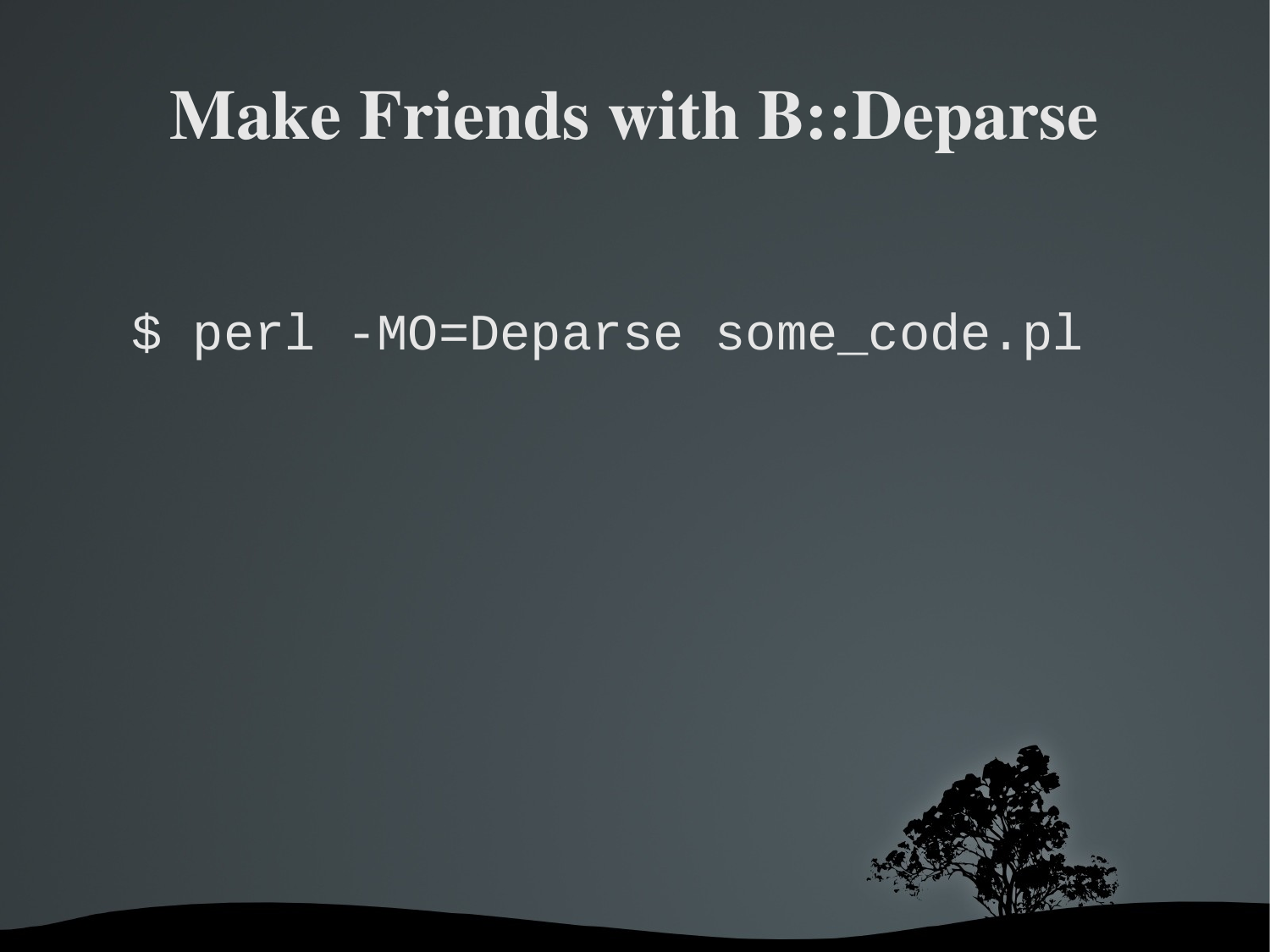# Make Friends with B::Deparse

```
$ perl -MO=Deparse some_code.pl
```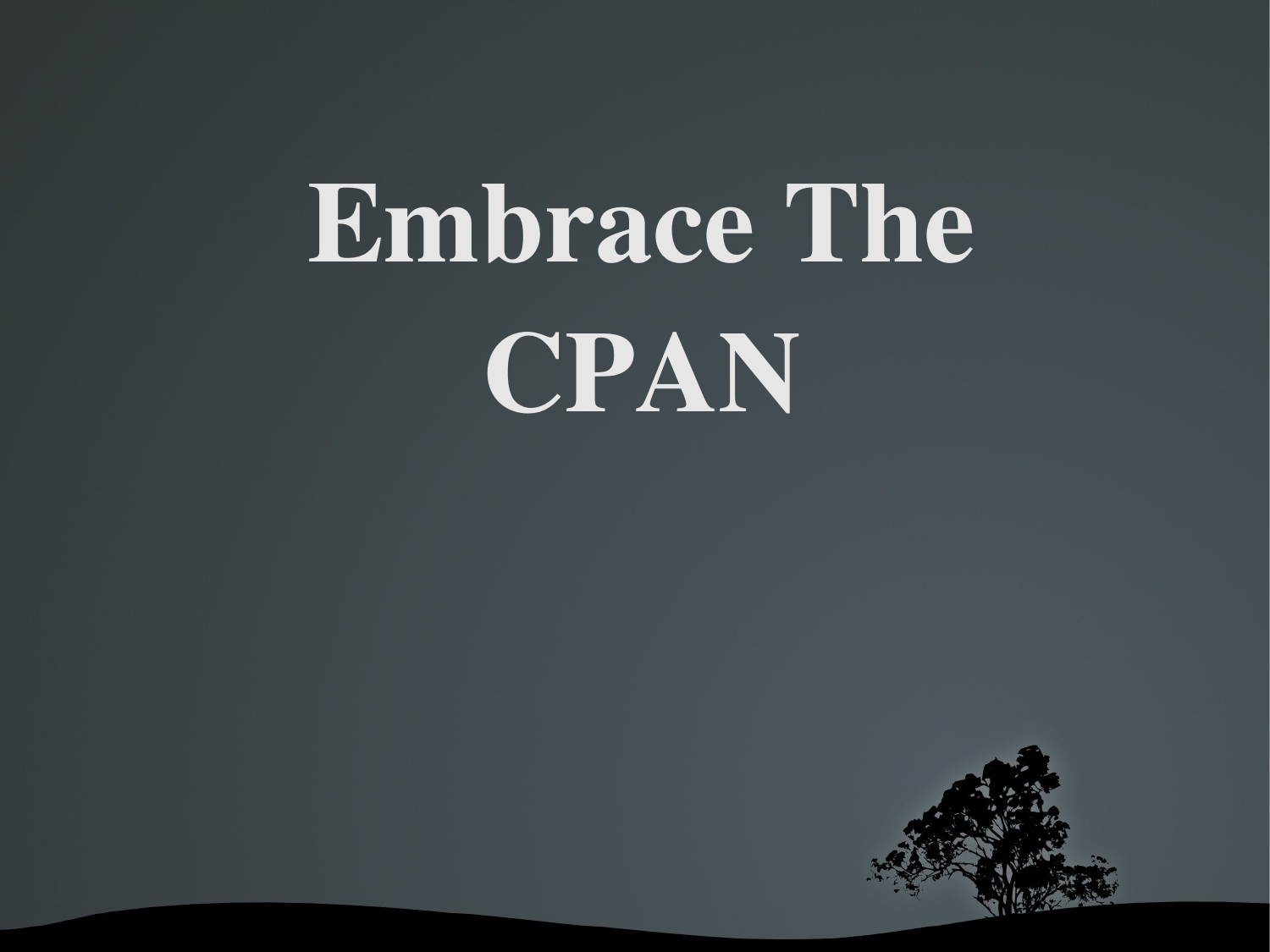# Embrace The CPAN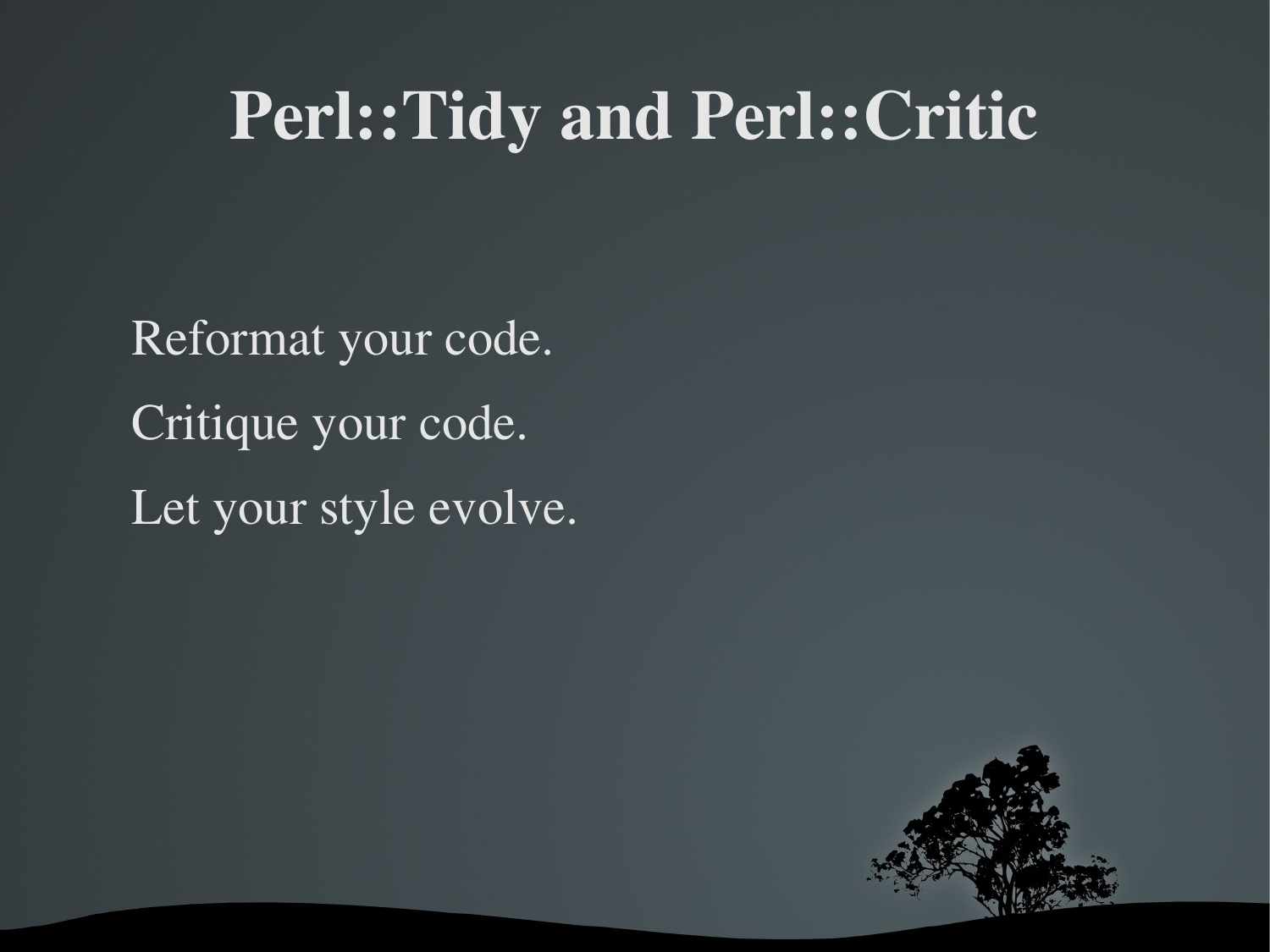# Perl::Tidy and Perl::Critic

Reformat your code.

Critique your code.

Let your style evolve.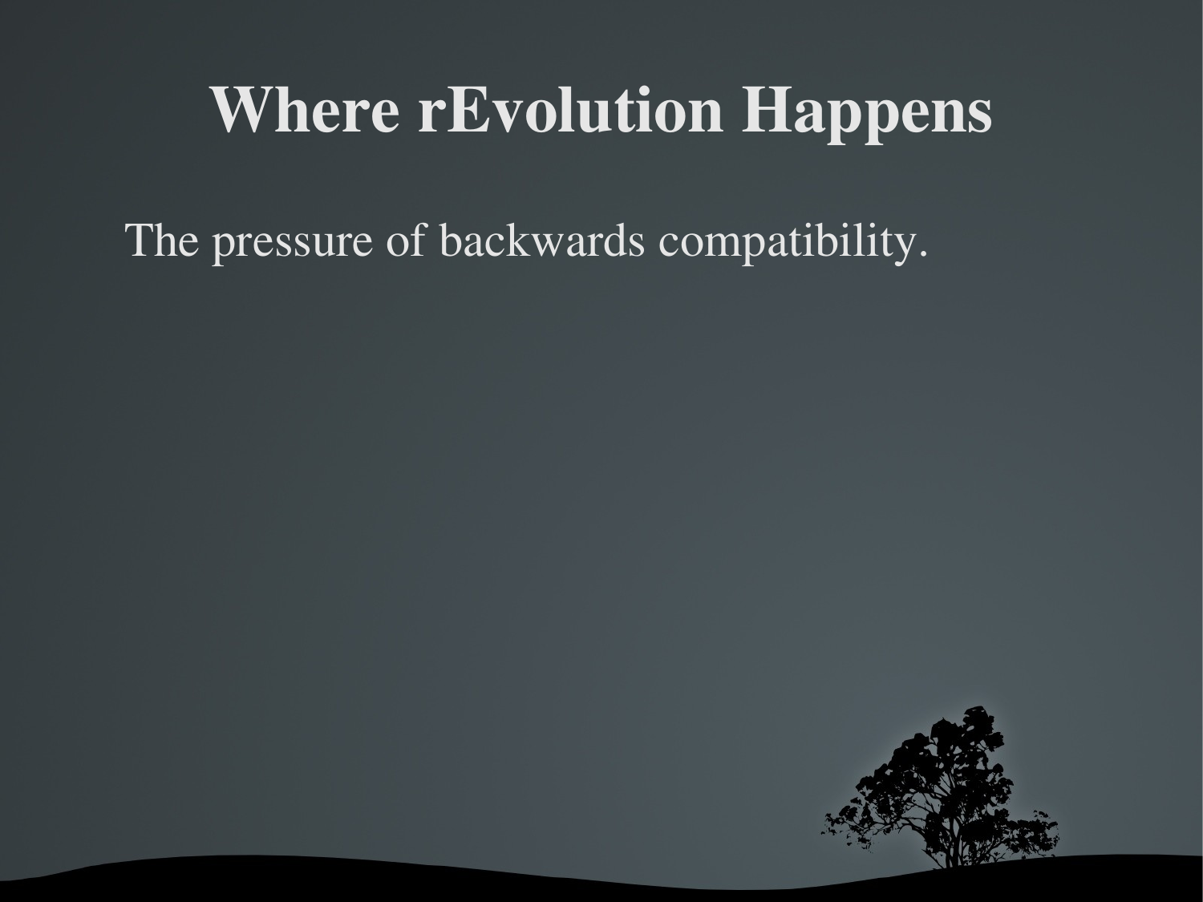# Where rEvolution Happens

The pressure of backwards compatibility.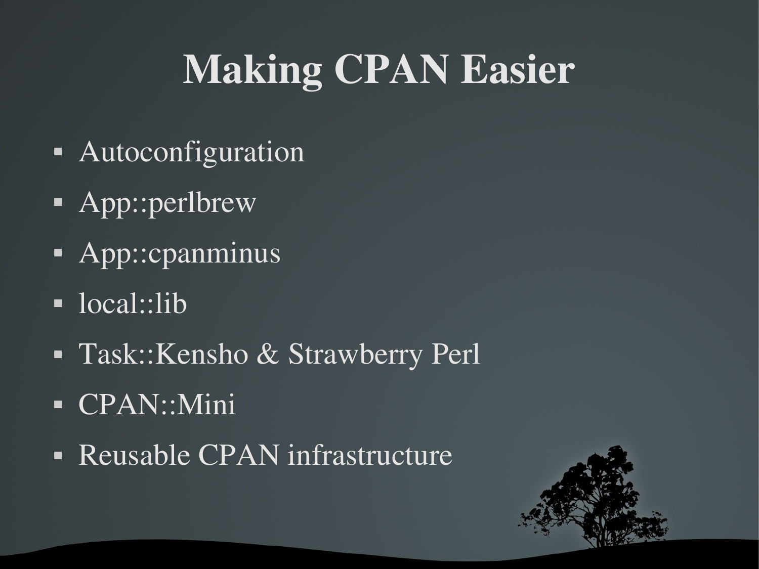# Making CPAN Easier

- Autoconfiguration
- App::perlbrew
- App::cpanminus
- local::lib
- Task::Kensho & Strawberry Perl
- CPAN::Mini
- Reusable CPAN infrastructure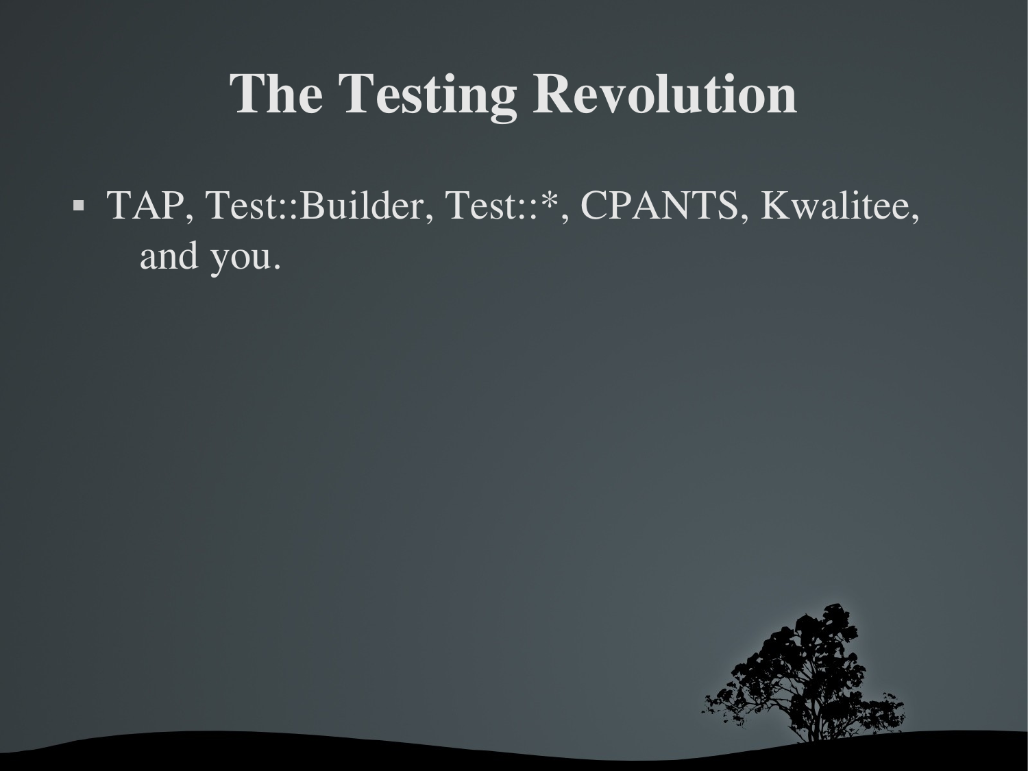# The Testing Revolution

- TAP, Test::Builder, Test::*, CPANTS, Kwalitee, and you.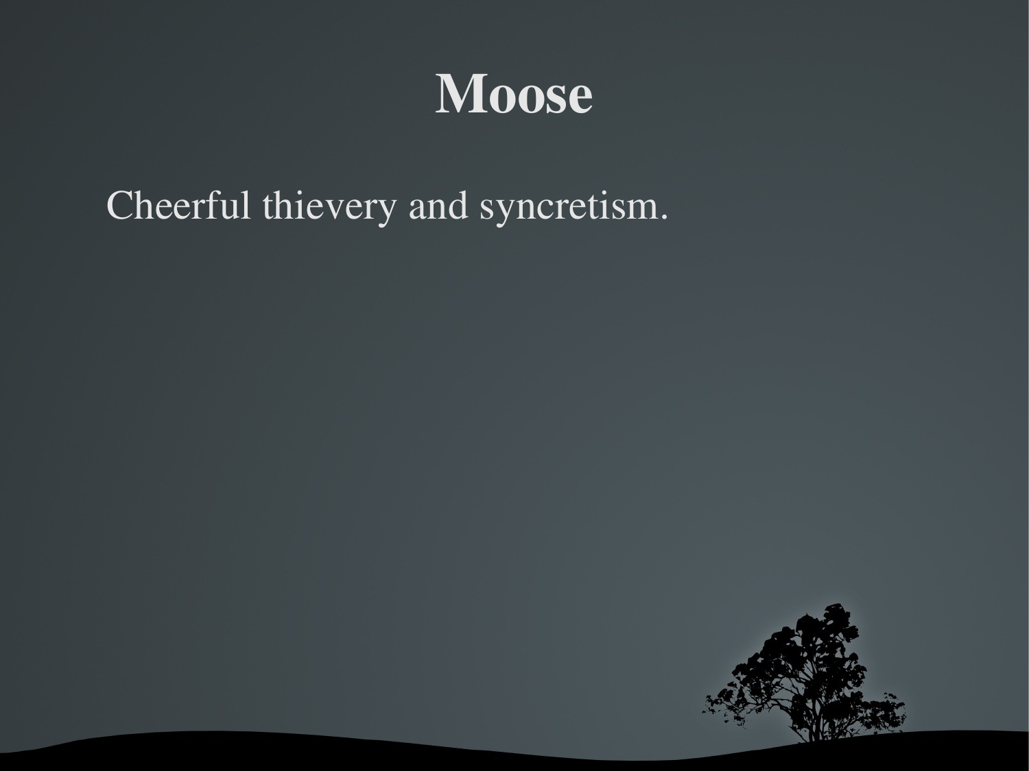# Moose

Cheerful thievery and syncretism.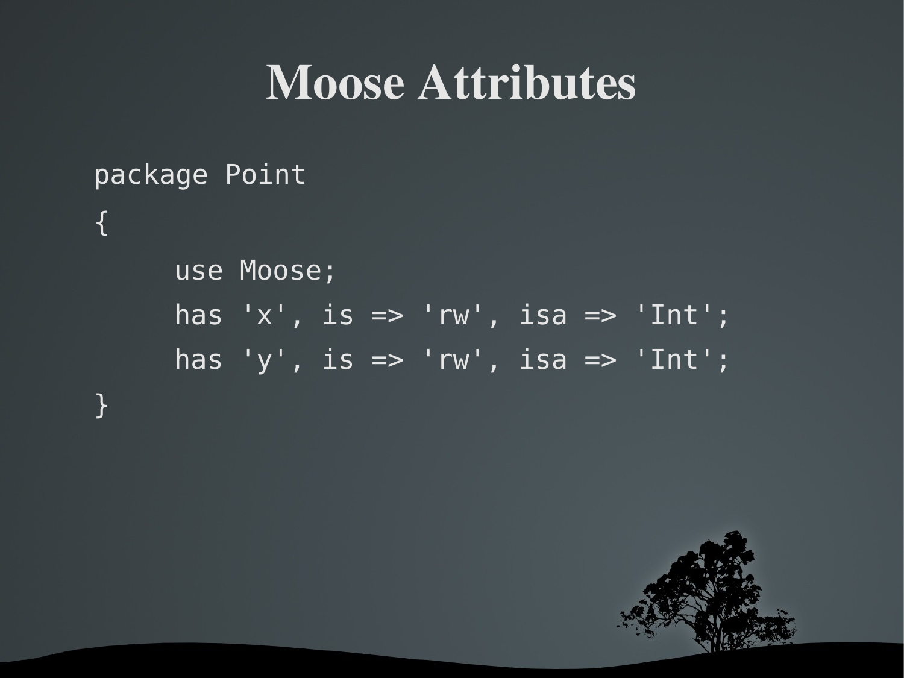# Moose Attributes

```
package Point
{
    use Moose;
    has 'x', is => 'rw', isa => 'Int';
    has 'y', is => 'rw', isa => 'Int';
}
```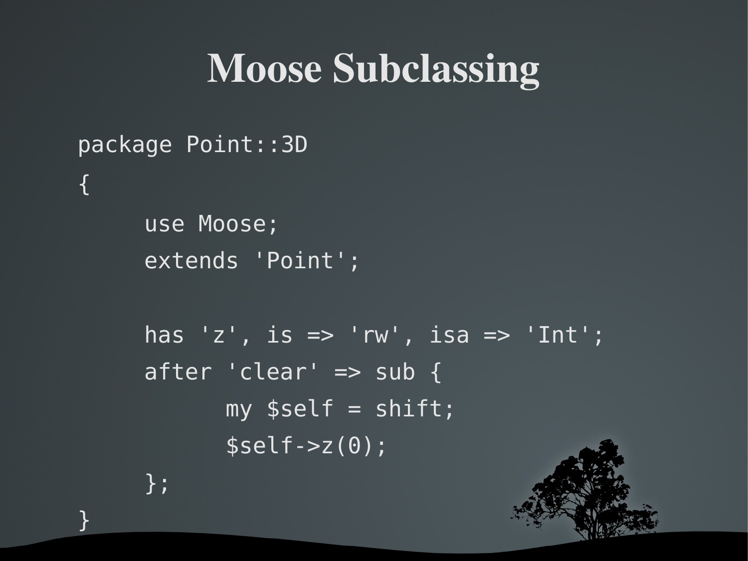# Moose Subclassing

```
package Point::3D
{
    use Moose;
    extends 'Point';

    has 'z', is => 'rw', isa => 'Int';
    after 'clear' => sub {
          my $self = shift;
          $self->z(0);
    };
}
```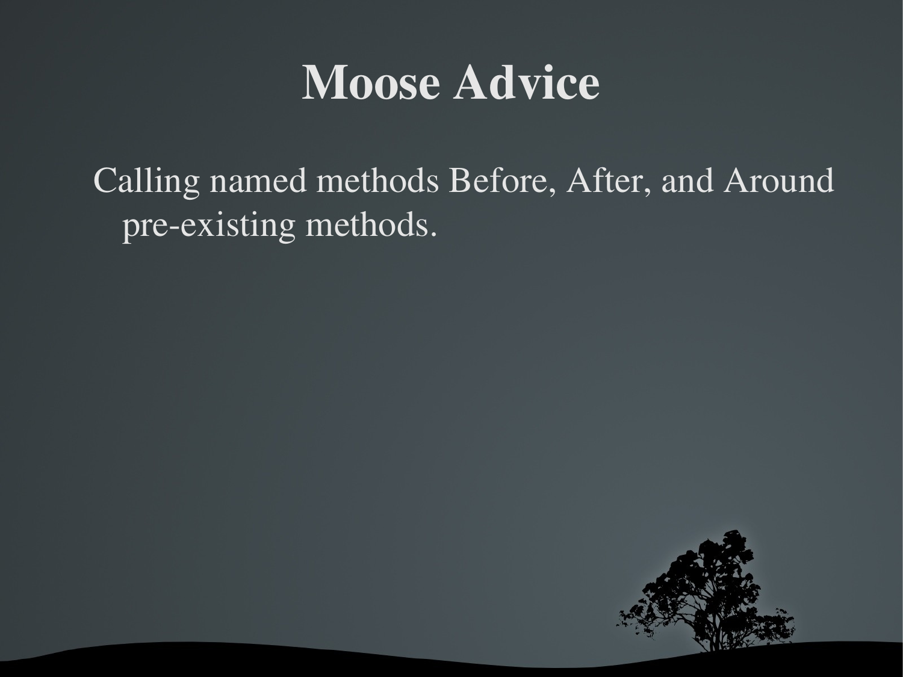# Moose Advice

Calling named methods Before, After, and Around pre-existing methods.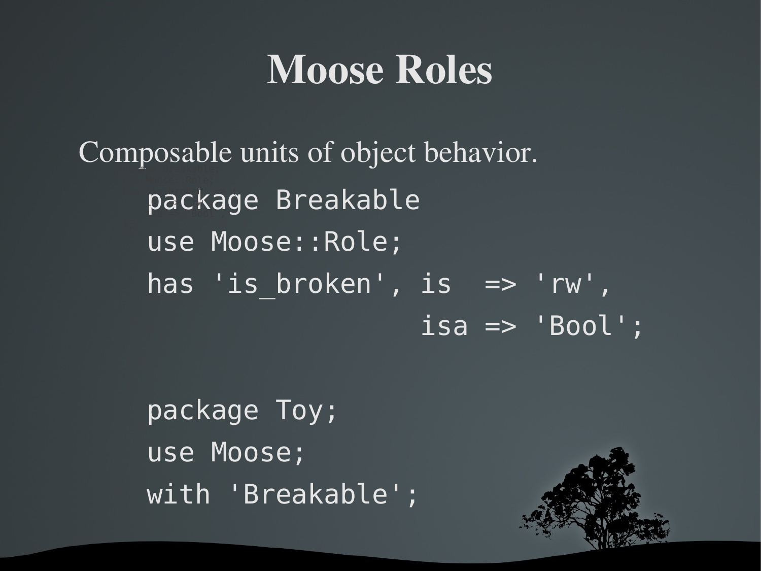# Moose Roles

Composable units of object behavior.

```
package Breakable
use Moose::Role;
has 'is_broken', is  => 'rw',
                 isa => 'Bool';

package Toy;
use Moose;
with 'Breakable';
```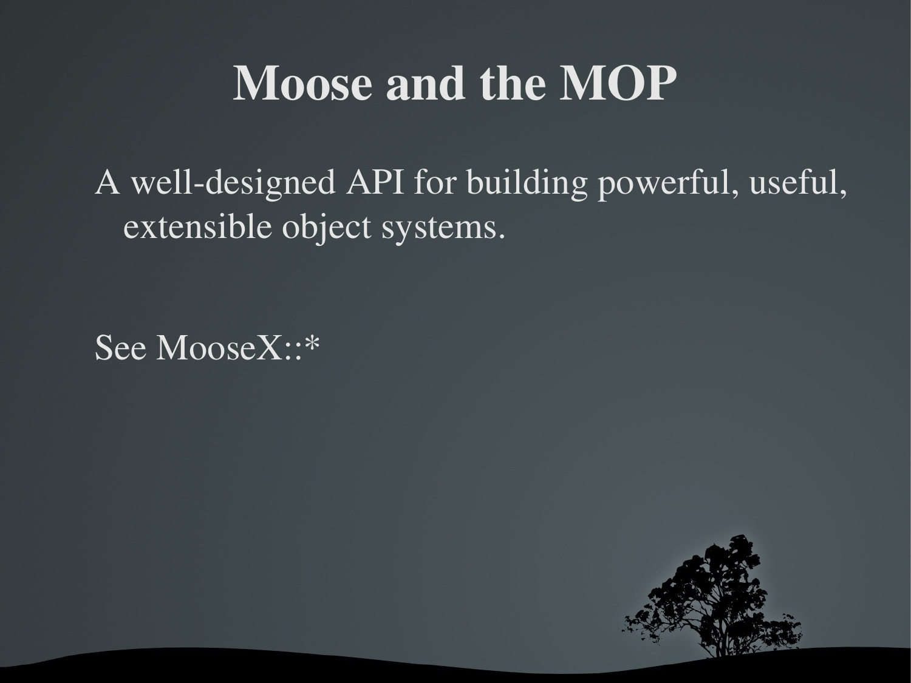# Moose and the MOP

A well-designed API for building powerful, useful, extensible object systems.

See MooseX::*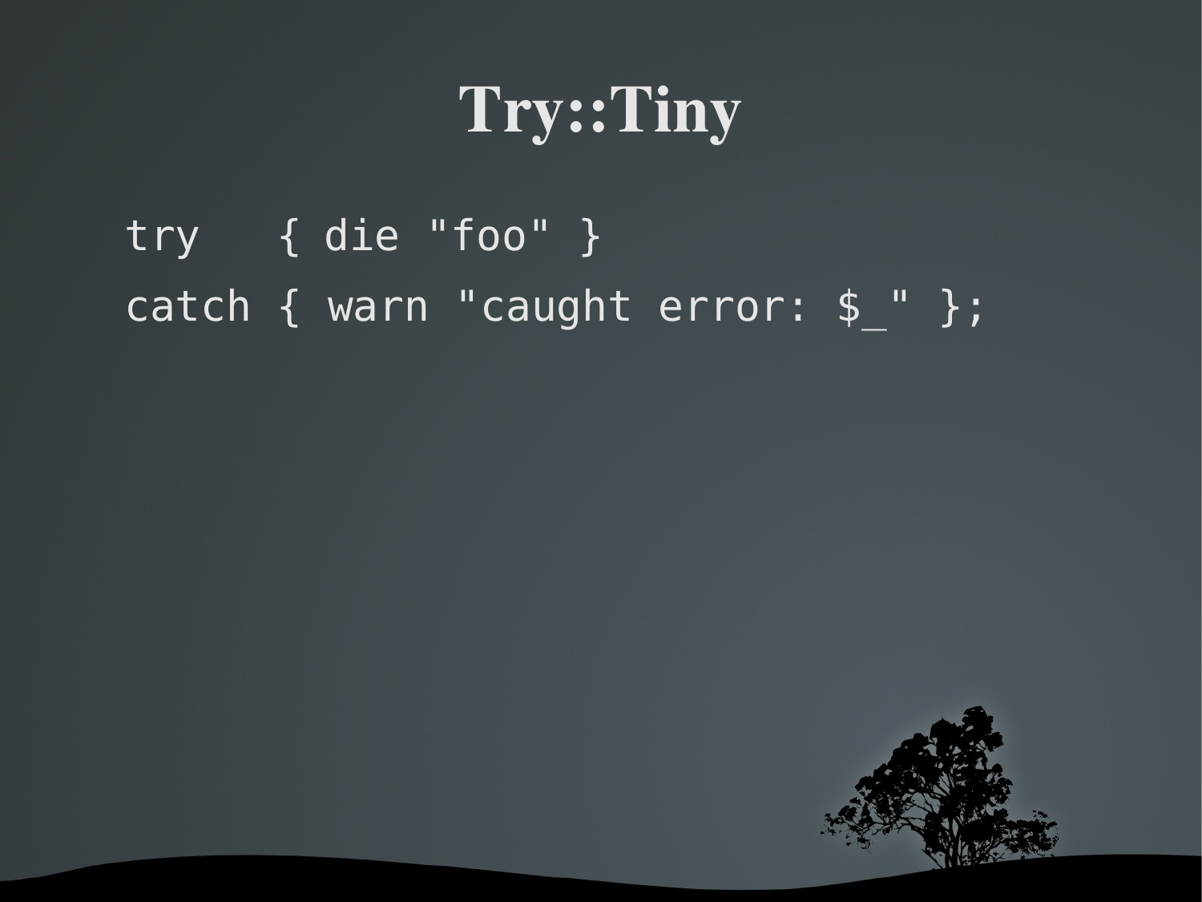# Try::Tiny

```
try   { die "foo" }
catch { warn "caught error: $_" };
```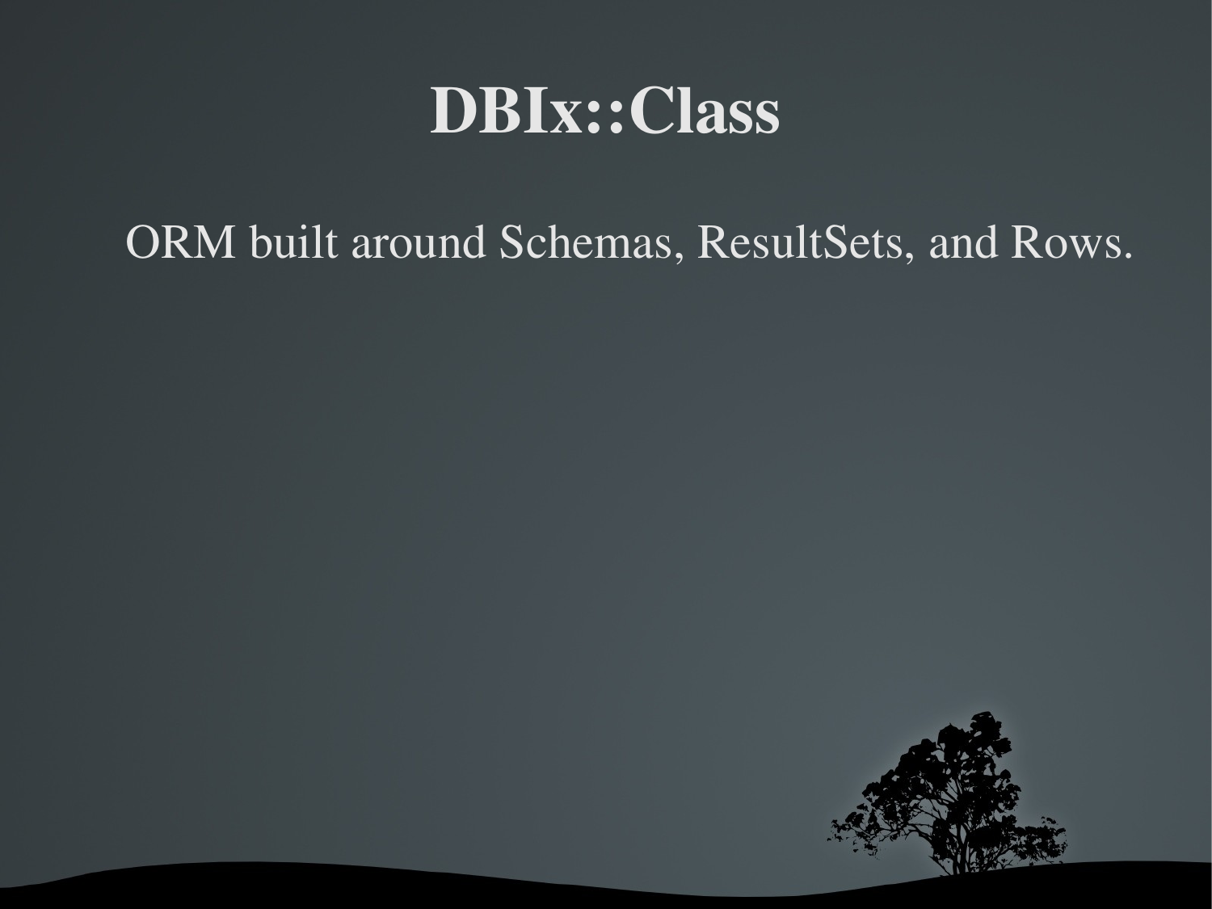# DBIx::Class

ORM built around Schemas, ResultSets, and Rows.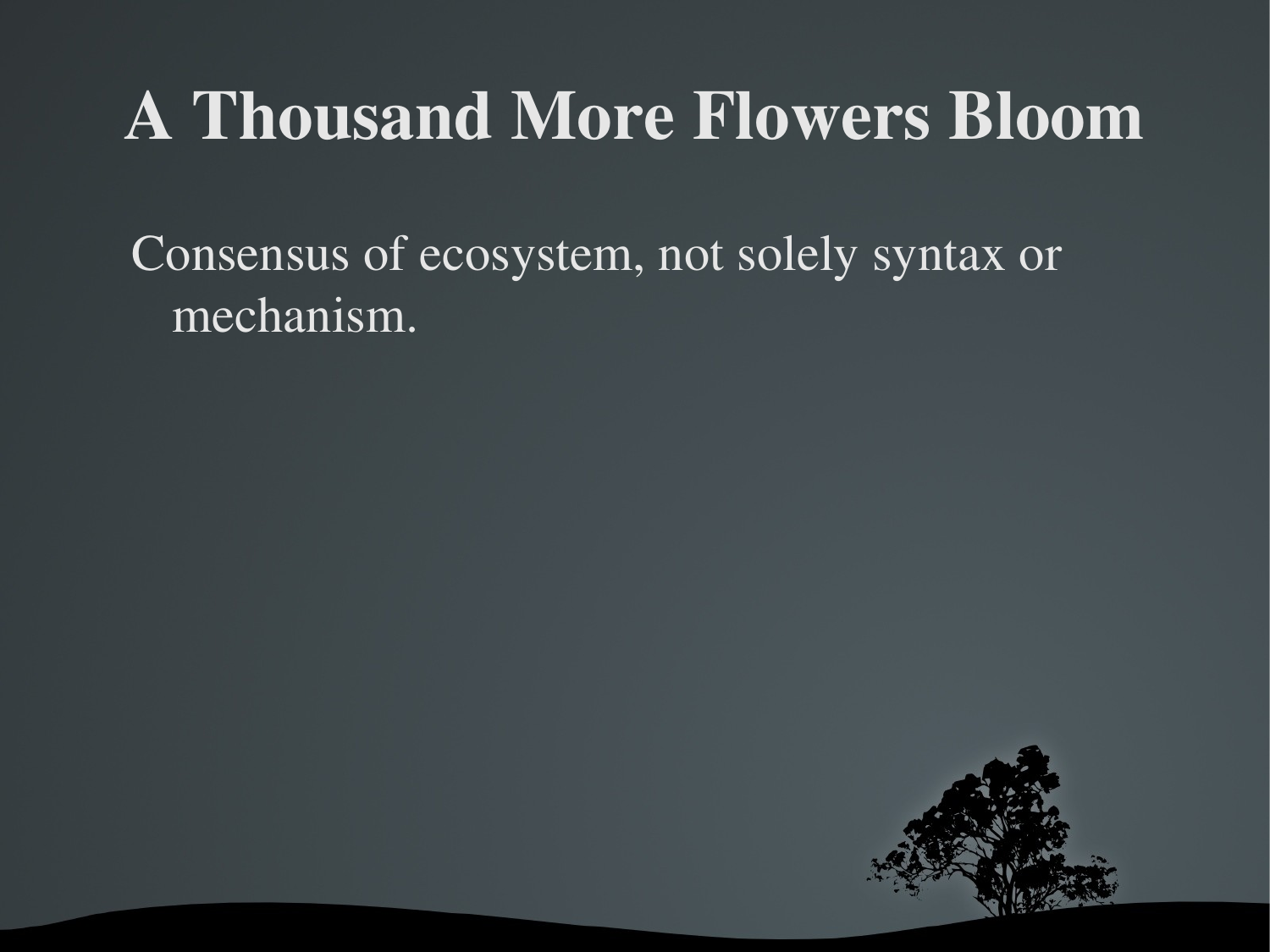# A Thousand More Flowers Bloom

Consensus of ecosystem, not solely syntax or mechanism.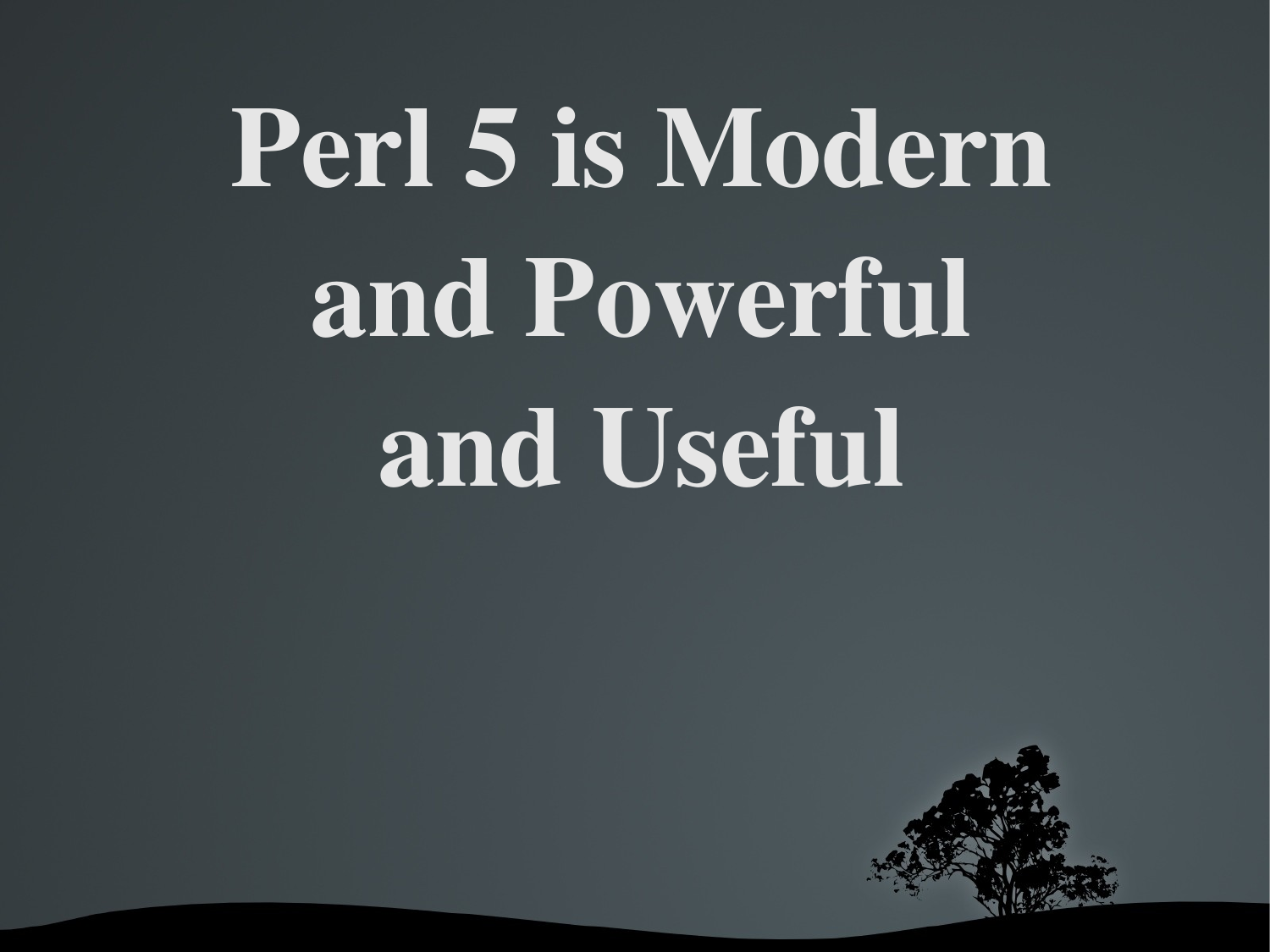# Perl 5 is Modern and Powerful and Useful